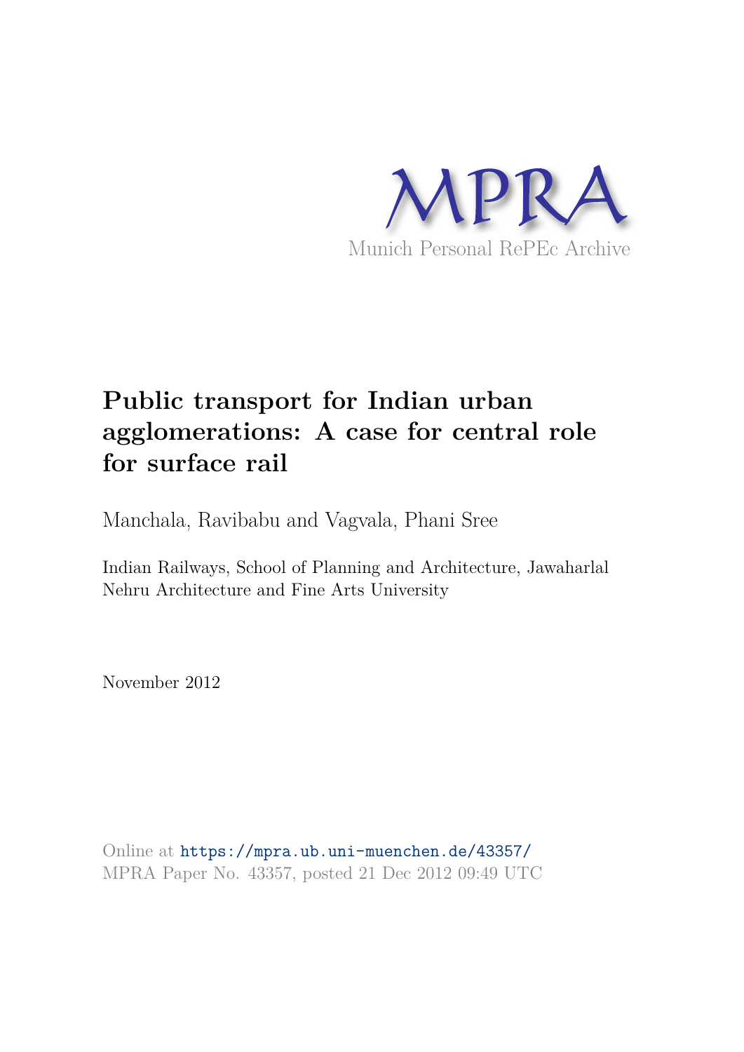MPRA

Munich Personal RePEc Archive

# Public transport for Indian urban agglomerations: A case for central role for surface rail

Manchala, Ravibabu and Vagvala, Phani Sree

Indian Railways, School of Planning and Architecture, Jawaharlal Nehru Architecture and Fine Arts University

November 2012

Online at https://mpra.ub.uni-muenchen.de/43357/
MPRA Paper No. 43357, posted 21 Dec 2012 09:49 UTC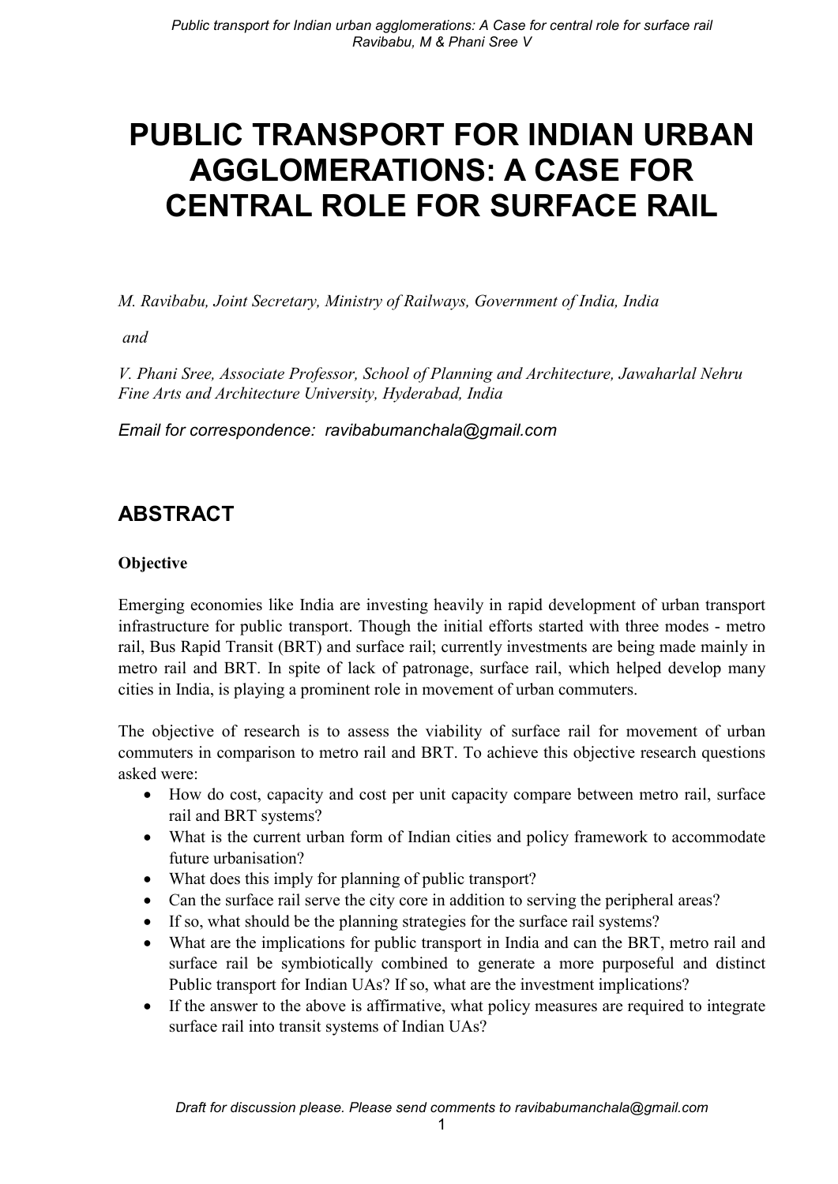# PUBLIC TRANSPORT FOR INDIAN URBAN AGGLOMERATIONS: A CASE FOR CENTRAL ROLE FOR SURFACE RAIL

*M. Ravibabu, Joint Secretary, Ministry of Railways, Government of India, India*

*and*

*V. Phani Sree, Associate Professor, School of Planning and Architecture, Jawaharlal Nehru Fine Arts and Architecture University, Hyderabad, India*

*Email for correspondence: ravibabumanchala@gmail.com*

## ABSTRACT

### Objective

Emerging economies like India are investing heavily in rapid development of urban transport infrastructure for public transport. Though the initial efforts started with three modes - metro rail, Bus Rapid Transit (BRT) and surface rail; currently investments are being made mainly in metro rail and BRT. In spite of lack of patronage, surface rail, which helped develop many cities in India, is playing a prominent role in movement of urban commuters.

The objective of research is to assess the viability of surface rail for movement of urban commuters in comparison to metro rail and BRT. To achieve this objective research questions asked were:

- How do cost, capacity and cost per unit capacity compare between metro rail, surface rail and BRT systems?
- What is the current urban form of Indian cities and policy framework to accommodate future urbanisation?
- What does this imply for planning of public transport?
- Can the surface rail serve the city core in addition to serving the peripheral areas?
- If so, what should be the planning strategies for the surface rail systems?
- What are the implications for public transport in India and can the BRT, metro rail and surface rail be symbiotically combined to generate a more purposeful and distinct Public transport for Indian UAs? If so, what are the investment implications?
- If the answer to the above is affirmative, what policy measures are required to integrate surface rail into transit systems of Indian UAs?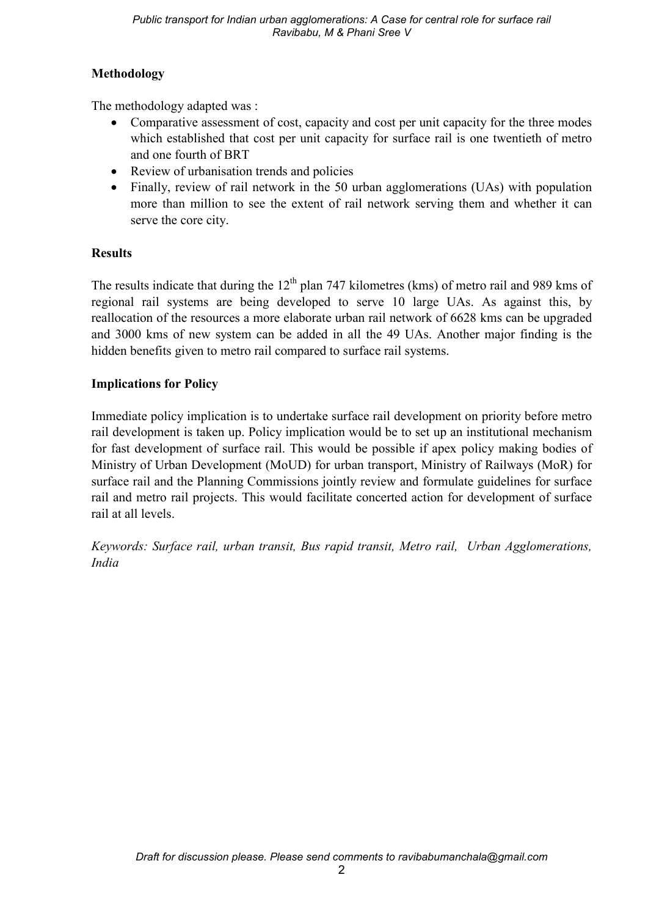**Methodology**

The methodology adapted was :

- Comparative assessment of cost, capacity and cost per unit capacity for the three modes which established that cost per unit capacity for surface rail is one twentieth of metro and one fourth of BRT
- Review of urbanisation trends and policies
- Finally, review of rail network in the 50 urban agglomerations (UAs) with population more than million to see the extent of rail network serving them and whether it can serve the core city.

**Results**

The results indicate that during the 12th plan 747 kilometres (kms) of metro rail and 989 kms of regional rail systems are being developed to serve 10 large UAs. As against this, by reallocation of the resources a more elaborate urban rail network of 6628 kms can be upgraded and 3000 kms of new system can be added in all the 49 UAs. Another major finding is the hidden benefits given to metro rail compared to surface rail systems.

**Implications for Policy**

Immediate policy implication is to undertake surface rail development on priority before metro rail development is taken up. Policy implication would be to set up an institutional mechanism for fast development of surface rail. This would be possible if apex policy making bodies of Ministry of Urban Development (MoUD) for urban transport, Ministry of Railways (MoR) for surface rail and the Planning Commissions jointly review and formulate guidelines for surface rail and metro rail projects. This would facilitate concerted action for development of surface rail at all levels.

*Keywords: Surface rail, urban transit, Bus rapid transit, Metro rail, Urban Agglomerations, India*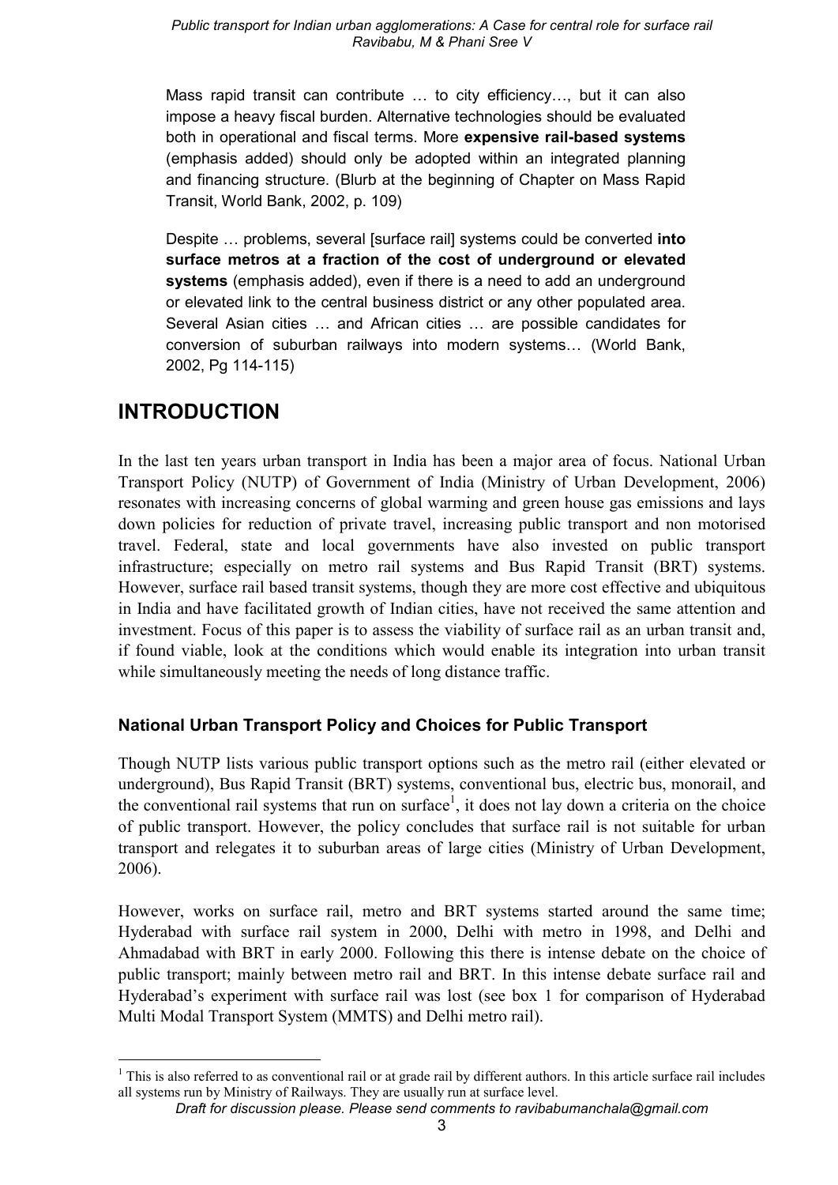> Mass rapid transit can contribute … to city efficiency…, but it can also impose a heavy fiscal burden. Alternative technologies should be evaluated both in operational and fiscal terms. More **expensive rail-based systems** (emphasis added) should only be adopted within an integrated planning and financing structure. (Blurb at the beginning of Chapter on Mass Rapid Transit, World Bank, 2002, p. 109)

> Despite … problems, several [surface rail] systems could be converted **into surface metros at a fraction of the cost of underground or elevated systems** (emphasis added), even if there is a need to add an underground or elevated link to the central business district or any other populated area. Several Asian cities … and African cities … are possible candidates for conversion of suburban railways into modern systems… (World Bank, 2002, Pg 114-115)

# INTRODUCTION

In the last ten years urban transport in India has been a major area of focus. National Urban Transport Policy (NUTP) of Government of India (Ministry of Urban Development, 2006) resonates with increasing concerns of global warming and green house gas emissions and lays down policies for reduction of private travel, increasing public transport and non motorised travel. Federal, state and local governments have also invested on public transport infrastructure; especially on metro rail systems and Bus Rapid Transit (BRT) systems. However, surface rail based transit systems, though they are more cost effective and ubiquitous in India and have facilitated growth of Indian cities, have not received the same attention and investment. Focus of this paper is to assess the viability of surface rail as an urban transit and, if found viable, look at the conditions which would enable its integration into urban transit while simultaneously meeting the needs of long distance traffic.

### National Urban Transport Policy and Choices for Public Transport

Though NUTP lists various public transport options such as the metro rail (either elevated or underground), Bus Rapid Transit (BRT) systems, conventional bus, electric bus, monorail, and the conventional rail systems that run on surface[1], it does not lay down a criteria on the choice of public transport. However, the policy concludes that surface rail is not suitable for urban transport and relegates it to suburban areas of large cities (Ministry of Urban Development, 2006).

However, works on surface rail, metro and BRT systems started around the same time; Hyderabad with surface rail system in 2000, Delhi with metro in 1998, and Delhi and Ahmadabad with BRT in early 2000. Following this there is intense debate on the choice of public transport; mainly between metro rail and BRT. In this intense debate surface rail and Hyderabad's experiment with surface rail was lost (see box 1 for comparison of Hyderabad Multi Modal Transport System (MMTS) and Delhi metro rail).

---

[1] This is also referred to as conventional rail or at grade rail by different authors. In this article surface rail includes all systems run by Ministry of Railways. They are usually run at surface level.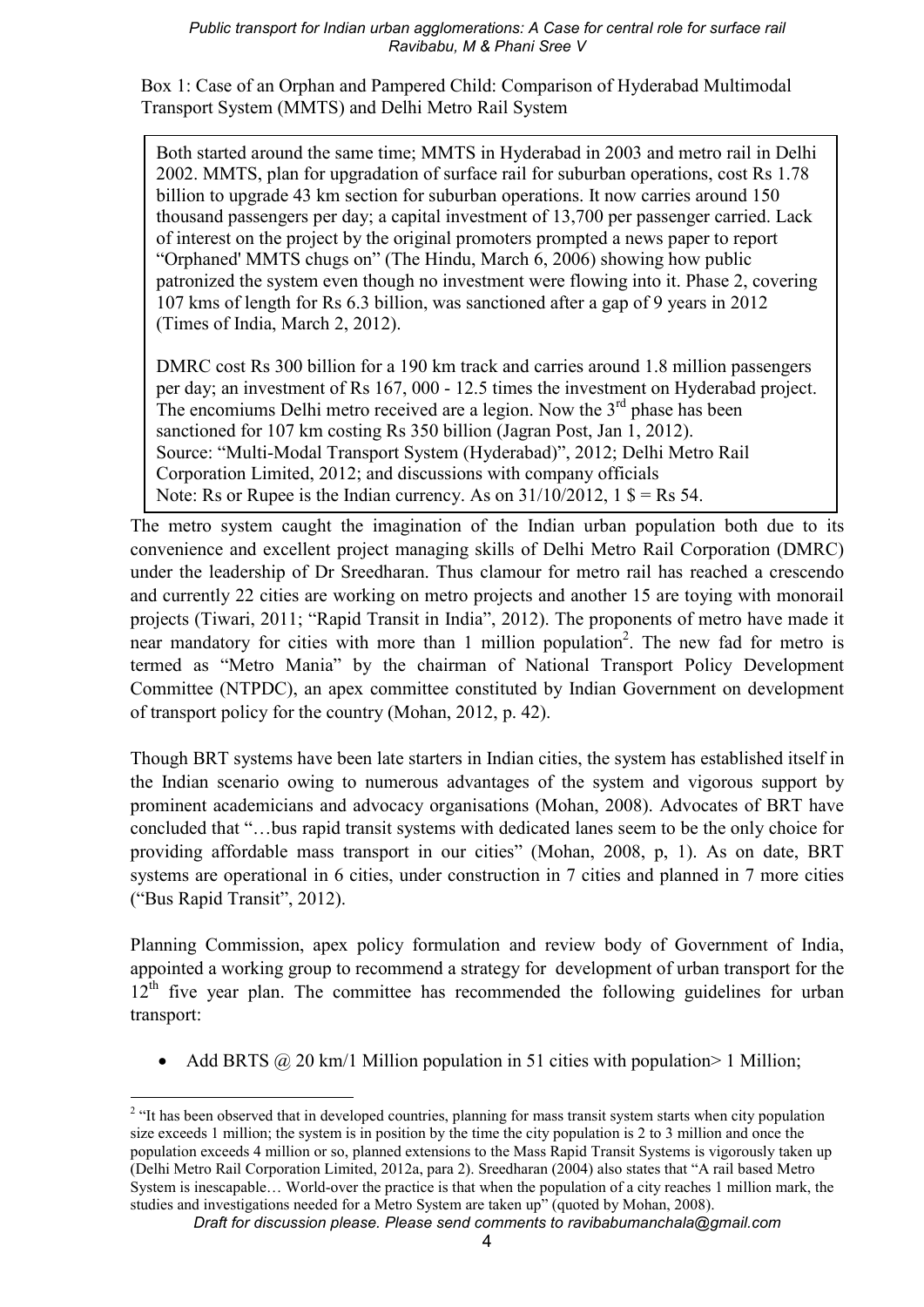Box 1: Case of an Orphan and Pampered Child: Comparison of Hyderabad Multimodal Transport System (MMTS) and Delhi Metro Rail System

> Both started around the same time; MMTS in Hyderabad in 2003 and metro rail in Delhi 2002. MMTS, plan for upgradation of surface rail for suburban operations, cost Rs 1.78 billion to upgrade 43 km section for suburban operations. It now carries around 150 thousand passengers per day; a capital investment of 13,700 per passenger carried. Lack of interest on the project by the original promoters prompted a news paper to report "Orphaned' MMTS chugs on" (The Hindu, March 6, 2006) showing how public patronized the system even though no investment were flowing into it. Phase 2, covering 107 kms of length for Rs 6.3 billion, was sanctioned after a gap of 9 years in 2012 (Times of India, March 2, 2012).
>
> DMRC cost Rs 300 billion for a 190 km track and carries around 1.8 million passengers per day; an investment of Rs 167, 000 - 12.5 times the investment on Hyderabad project. The encomiums Delhi metro received are a legion. Now the 3rd phase has been sanctioned for 107 km costing Rs 350 billion (Jagran Post, Jan 1, 2012).
> Source: "Multi-Modal Transport System (Hyderabad)", 2012; Delhi Metro Rail Corporation Limited, 2012; and discussions with company officials
> Note: Rs or Rupee is the Indian currency. As on 31/10/2012, 1 $ = Rs 54.

The metro system caught the imagination of the Indian urban population both due to its convenience and excellent project managing skills of Delhi Metro Rail Corporation (DMRC) under the leadership of Dr Sreedharan. Thus clamour for metro rail has reached a crescendo and currently 22 cities are working on metro projects and another 15 are toying with monorail projects (Tiwari, 2011; "Rapid Transit in India", 2012). The proponents of metro have made it near mandatory for cities with more than 1 million population[2]. The new fad for metro is termed as "Metro Mania" by the chairman of National Transport Policy Development Committee (NTPDC), an apex committee constituted by Indian Government on development of transport policy for the country (Mohan, 2012, p. 42).

Though BRT systems have been late starters in Indian cities, the system has established itself in the Indian scenario owing to numerous advantages of the system and vigorous support by prominent academicians and advocacy organisations (Mohan, 2008). Advocates of BRT have concluded that "…bus rapid transit systems with dedicated lanes seem to be the only choice for providing affordable mass transport in our cities" (Mohan, 2008, p, 1). As on date, BRT systems are operational in 6 cities, under construction in 7 cities and planned in 7 more cities ("Bus Rapid Transit", 2012).

Planning Commission, apex policy formulation and review body of Government of India, appointed a working group to recommend a strategy for development of urban transport for the 12th five year plan. The committee has recommended the following guidelines for urban transport:

- Add BRTS @ 20 km/1 Million population in 51 cities with population> 1 Million;

[2] "It has been observed that in developed countries, planning for mass transit system starts when city population size exceeds 1 million; the system is in position by the time the city population is 2 to 3 million and once the population exceeds 4 million or so, planned extensions to the Mass Rapid Transit Systems is vigorously taken up (Delhi Metro Rail Corporation Limited, 2012a, para 2). Sreedharan (2004) also states that "A rail based Metro System is inescapable… World-over the practice is that when the population of a city reaches 1 million mark, the studies and investigations needed for a Metro System are taken up" (quoted by Mohan, 2008).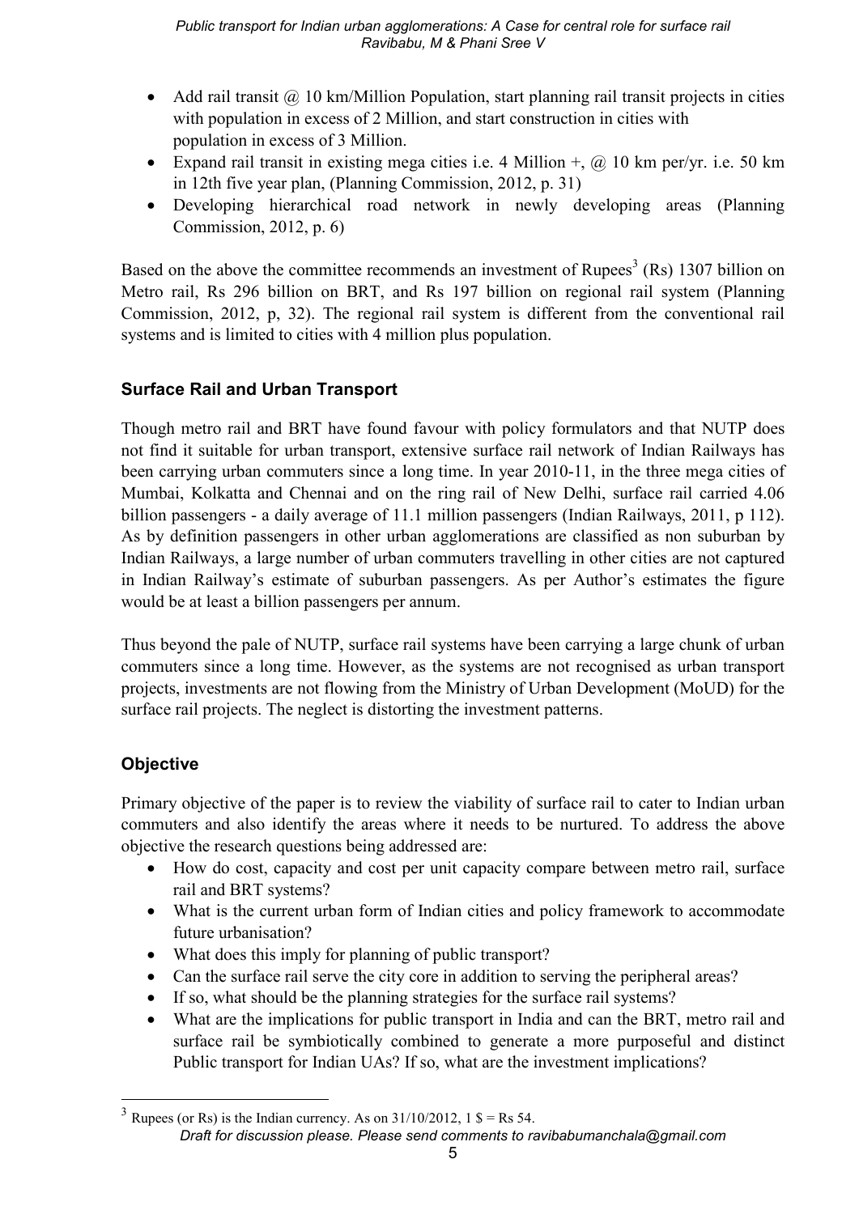- Add rail transit @ 10 km/Million Population, start planning rail transit projects in cities with population in excess of 2 Million, and start construction in cities with population in excess of 3 Million.
- Expand rail transit in existing mega cities i.e. 4 Million +, @ 10 km per/yr. i.e. 50 km in 12th five year plan, (Planning Commission, 2012, p. 31)
- Developing hierarchical road network in newly developing areas (Planning Commission, 2012, p. 6)

Based on the above the committee recommends an investment of Rupees[3] (Rs) 1307 billion on Metro rail, Rs 296 billion on BRT, and Rs 197 billion on regional rail system (Planning Commission, 2012, p, 32). The regional rail system is different from the conventional rail systems and is limited to cities with 4 million plus population.

### Surface Rail and Urban Transport

Though metro rail and BRT have found favour with policy formulators and that NUTP does not find it suitable for urban transport, extensive surface rail network of Indian Railways has been carrying urban commuters since a long time. In year 2010-11, in the three mega cities of Mumbai, Kolkatta and Chennai and on the ring rail of New Delhi, surface rail carried 4.06 billion passengers - a daily average of 11.1 million passengers (Indian Railways, 2011, p 112). As by definition passengers in other urban agglomerations are classified as non suburban by Indian Railways, a large number of urban commuters travelling in other cities are not captured in Indian Railway's estimate of suburban passengers. As per Author's estimates the figure would be at least a billion passengers per annum.

Thus beyond the pale of NUTP, surface rail systems have been carrying a large chunk of urban commuters since a long time. However, as the systems are not recognised as urban transport projects, investments are not flowing from the Ministry of Urban Development (MoUD) for the surface rail projects. The neglect is distorting the investment patterns.

### Objective

Primary objective of the paper is to review the viability of surface rail to cater to Indian urban commuters and also identify the areas where it needs to be nurtured. To address the above objective the research questions being addressed are:

- How do cost, capacity and cost per unit capacity compare between metro rail, surface rail and BRT systems?
- What is the current urban form of Indian cities and policy framework to accommodate future urbanisation?
- What does this imply for planning of public transport?
- Can the surface rail serve the city core in addition to serving the peripheral areas?
- If so, what should be the planning strategies for the surface rail systems?
- What are the implications for public transport in India and can the BRT, metro rail and surface rail be symbiotically combined to generate a more purposeful and distinct Public transport for Indian UAs? If so, what are the investment implications?

---

[3] Rupees (or Rs) is the Indian currency. As on 31/10/2012, 1 $ = Rs 54.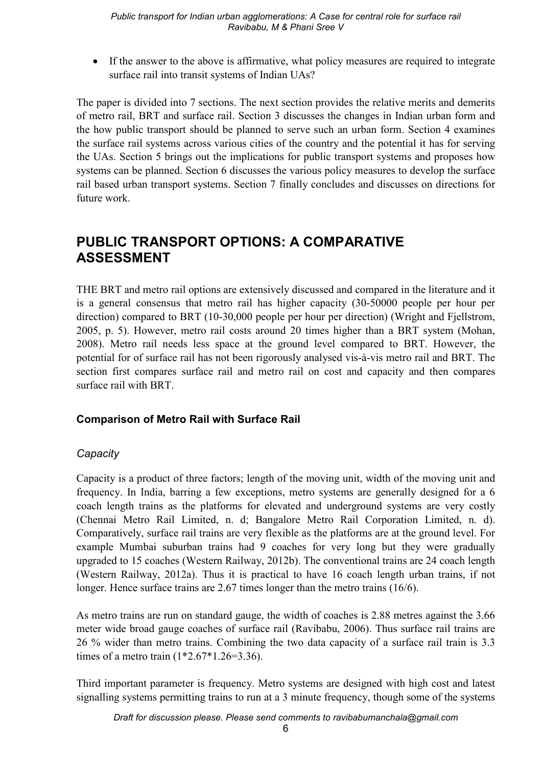- If the answer to the above is affirmative, what policy measures are required to integrate surface rail into transit systems of Indian UAs?

The paper is divided into 7 sections. The next section provides the relative merits and demerits of metro rail, BRT and surface rail. Section 3 discusses the changes in Indian urban form and the how public transport should be planned to serve such an urban form. Section 4 examines the surface rail systems across various cities of the country and the potential it has for serving the UAs. Section 5 brings out the implications for public transport systems and proposes how systems can be planned. Section 6 discusses the various policy measures to develop the surface rail based urban transport systems. Section 7 finally concludes and discusses on directions for future work.

# PUBLIC TRANSPORT OPTIONS: A COMPARATIVE ASSESSMENT

THE BRT and metro rail options are extensively discussed and compared in the literature and it is a general consensus that metro rail has higher capacity (30-50000 people per hour per direction) compared to BRT (10-30,000 people per hour per direction) (Wright and Fjellstrom, 2005, p. 5). However, metro rail costs around 20 times higher than a BRT system (Mohan, 2008). Metro rail needs less space at the ground level compared to BRT. However, the potential for of surface rail has not been rigorously analysed vis-à-vis metro rail and BRT. The section first compares surface rail and metro rail on cost and capacity and then compares surface rail with BRT.

## Comparison of Metro Rail with Surface Rail

### *Capacity*

Capacity is a product of three factors; length of the moving unit, width of the moving unit and frequency. In India, barring a few exceptions, metro systems are generally designed for a 6 coach length trains as the platforms for elevated and underground systems are very costly (Chennai Metro Rail Limited, n. d; Bangalore Metro Rail Corporation Limited, n. d). Comparatively, surface rail trains are very flexible as the platforms are at the ground level. For example Mumbai suburban trains had 9 coaches for very long but they were gradually upgraded to 15 coaches (Western Railway, 2012b). The conventional trains are 24 coach length (Western Railway, 2012a). Thus it is practical to have 16 coach length urban trains, if not longer. Hence surface trains are 2.67 times longer than the metro trains (16/6).

As metro trains are run on standard gauge, the width of coaches is 2.88 metres against the 3.66 meter wide broad gauge coaches of surface rail (Ravibabu, 2006). Thus surface rail trains are 26 % wider than metro trains. Combining the two data capacity of a surface rail train is 3.3 times of a metro train (1*2.67*1.26=3.36).

Third important parameter is frequency. Metro systems are designed with high cost and latest signalling systems permitting trains to run at a 3 minute frequency, though some of the systems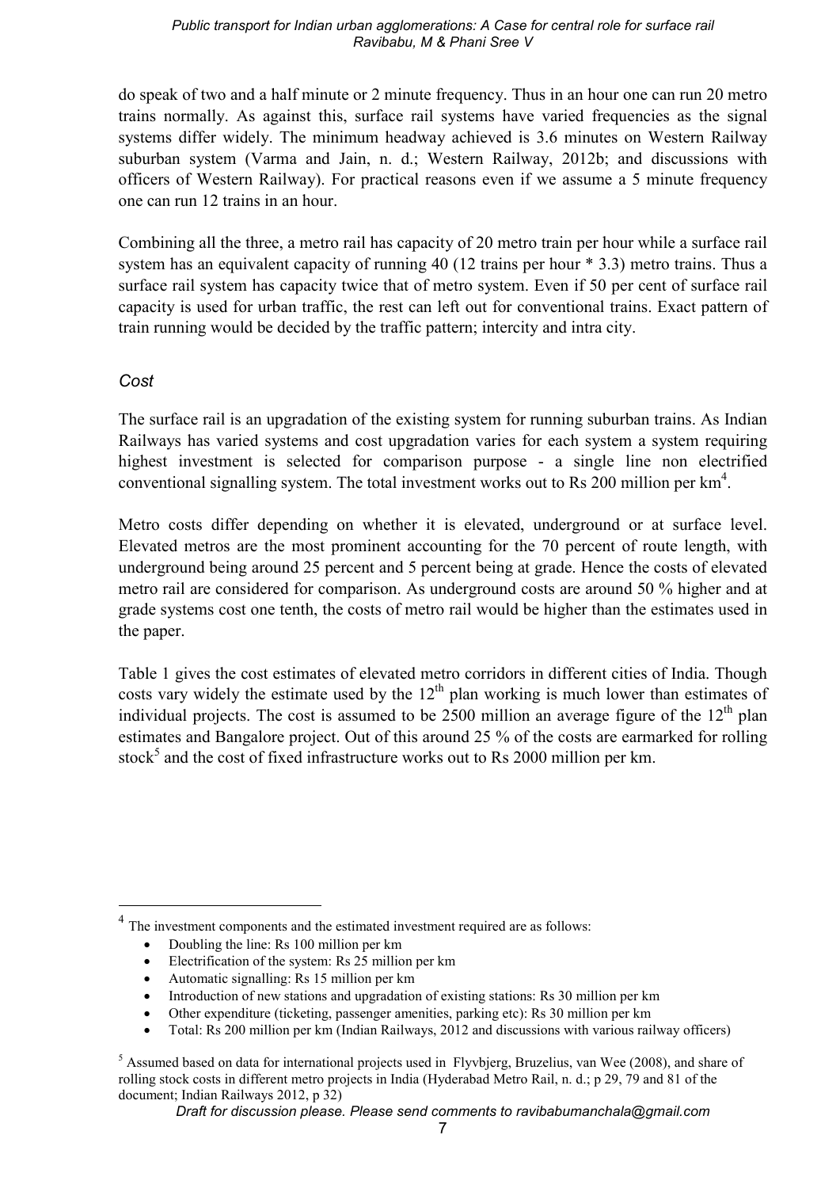do speak of two and a half minute or 2 minute frequency. Thus in an hour one can run 20 metro trains normally. As against this, surface rail systems have varied frequencies as the signal systems differ widely. The minimum headway achieved is 3.6 minutes on Western Railway suburban system (Varma and Jain, n. d.; Western Railway, 2012b; and discussions with officers of Western Railway). For practical reasons even if we assume a 5 minute frequency one can run 12 trains in an hour.

Combining all the three, a metro rail has capacity of 20 metro train per hour while a surface rail system has an equivalent capacity of running 40 (12 trains per hour * 3.3) metro trains. Thus a surface rail system has capacity twice that of metro system. Even if 50 per cent of surface rail capacity is used for urban traffic, the rest can left out for conventional trains. Exact pattern of train running would be decided by the traffic pattern; intercity and intra city.

### *Cost*

The surface rail is an upgradation of the existing system for running suburban trains. As Indian Railways has varied systems and cost upgradation varies for each system a system requiring highest investment is selected for comparison purpose - a single line non electrified conventional signalling system. The total investment works out to Rs 200 million per km[4].

Metro costs differ depending on whether it is elevated, underground or at surface level. Elevated metros are the most prominent accounting for the 70 percent of route length, with underground being around 25 percent and 5 percent being at grade. Hence the costs of elevated metro rail are considered for comparison. As underground costs are around 50 % higher and at grade systems cost one tenth, the costs of metro rail would be higher than the estimates used in the paper.

Table 1 gives the cost estimates of elevated metro corridors in different cities of India. Though costs vary widely the estimate used by the 12th plan working is much lower than estimates of individual projects. The cost is assumed to be 2500 million an average figure of the 12th plan estimates and Bangalore project. Out of this around 25 % of the costs are earmarked for rolling stock[5] and the cost of fixed infrastructure works out to Rs 2000 million per km.

---

[4] The investment components and the estimated investment required are as follows:

- Doubling the line: Rs 100 million per km
- Electrification of the system: Rs 25 million per km
- Automatic signalling: Rs 15 million per km
- Introduction of new stations and upgradation of existing stations: Rs 30 million per km
- Other expenditure (ticketing, passenger amenities, parking etc): Rs 30 million per km
- Total: Rs 200 million per km (Indian Railways, 2012 and discussions with various railway officers)

[5] Assumed based on data for international projects used in Flyvbjerg, Bruzelius, van Wee (2008), and share of rolling stock costs in different metro projects in India (Hyderabad Metro Rail, n. d.; p 29, 79 and 81 of the document; Indian Railways 2012, p 32)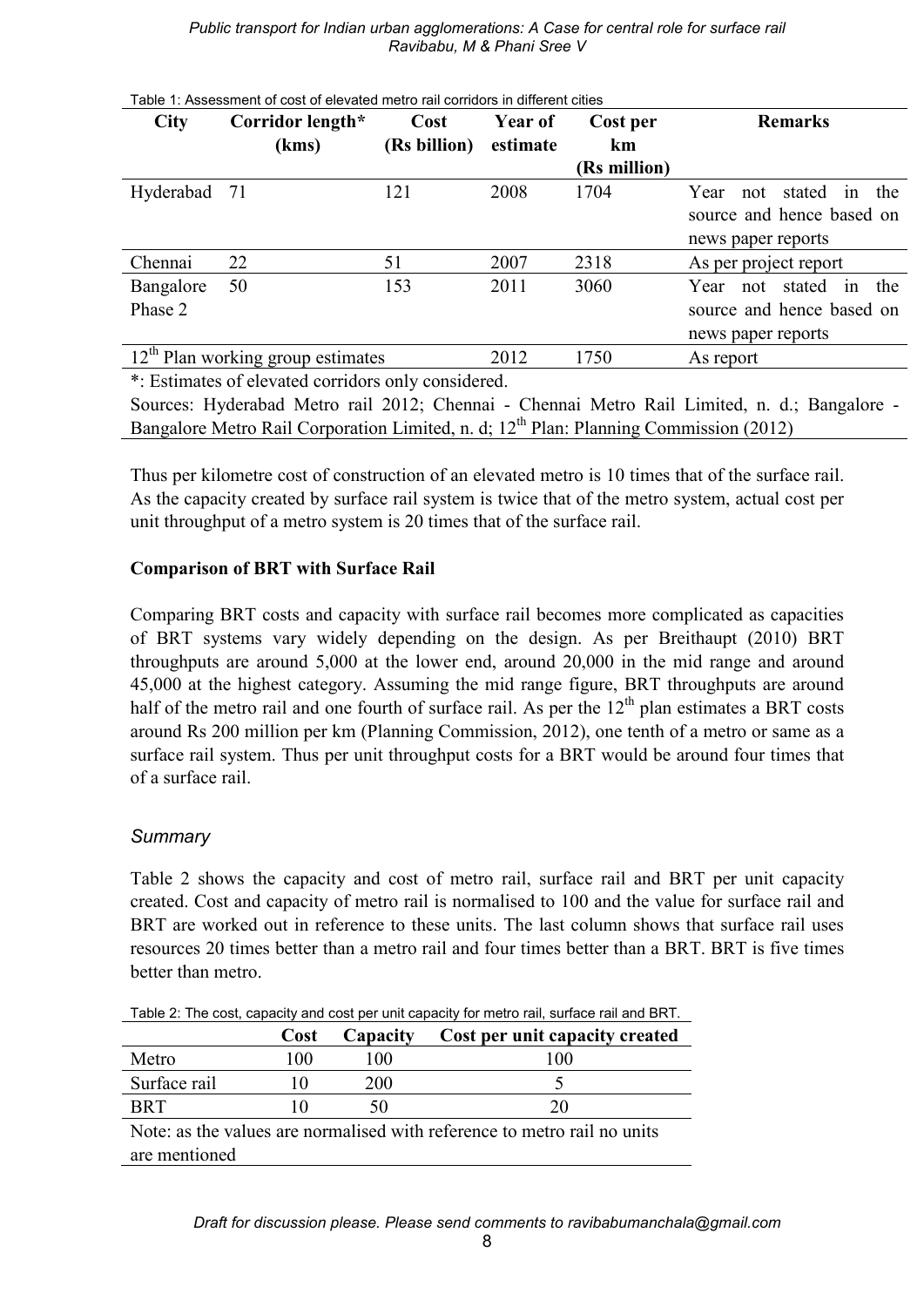Table 1: Assessment of cost of elevated metro rail corridors in different cities

| City | Corridor length* (kms) | Cost (Rs billion) | Year of estimate | Cost per km (Rs million) | Remarks |
|---|---|---|---|---|---|
| Hyderabad | 71 | 121 | 2008 | 1704 | Year not stated in the source and hence based on news paper reports |
| Chennai | 22 | 51 | 2007 | 2318 | As per project report |
| Bangalore Phase 2 | 50 | 153 | 2011 | 3060 | Year not stated in the source and hence based on news paper reports |
| 12th Plan working group estimates | | | 2012 | 1750 | As report |

*: Estimates of elevated corridors only considered.

Sources: Hyderabad Metro rail 2012; Chennai - Chennai Metro Rail Limited, n. d.; Bangalore - Bangalore Metro Rail Corporation Limited, n. d; 12th Plan: Planning Commission (2012)

Thus per kilometre cost of construction of an elevated metro is 10 times that of the surface rail. As the capacity created by surface rail system is twice that of the metro system, actual cost per unit throughput of a metro system is 20 times that of the surface rail.

**Comparison of BRT with Surface Rail**

Comparing BRT costs and capacity with surface rail becomes more complicated as capacities of BRT systems vary widely depending on the design. As per Breithaupt (2010) BRT throughputs are around 5,000 at the lower end, around 20,000 in the mid range and around 45,000 at the highest category. Assuming the mid range figure, BRT throughputs are around half of the metro rail and one fourth of surface rail. As per the 12th plan estimates a BRT costs around Rs 200 million per km (Planning Commission, 2012), one tenth of a metro or same as a surface rail system. Thus per unit throughput costs for a BRT would be around four times that of a surface rail.

### *Summary*

Table 2 shows the capacity and cost of metro rail, surface rail and BRT per unit capacity created. Cost and capacity of metro rail is normalised to 100 and the value for surface rail and BRT are worked out in reference to these units. The last column shows that surface rail uses resources 20 times better than a metro rail and four times better than a BRT. BRT is five times better than metro.

Table 2: The cost, capacity and cost per unit capacity for metro rail, surface rail and BRT.

| | Cost | Capacity | Cost per unit capacity created |
|---|---|---|---|
| Metro | 100 | 100 | 100 |
| Surface rail | 10 | 200 | 5 |
| BRT | 10 | 50 | 20 |

Note: as the values are normalised with reference to metro rail no units are mentioned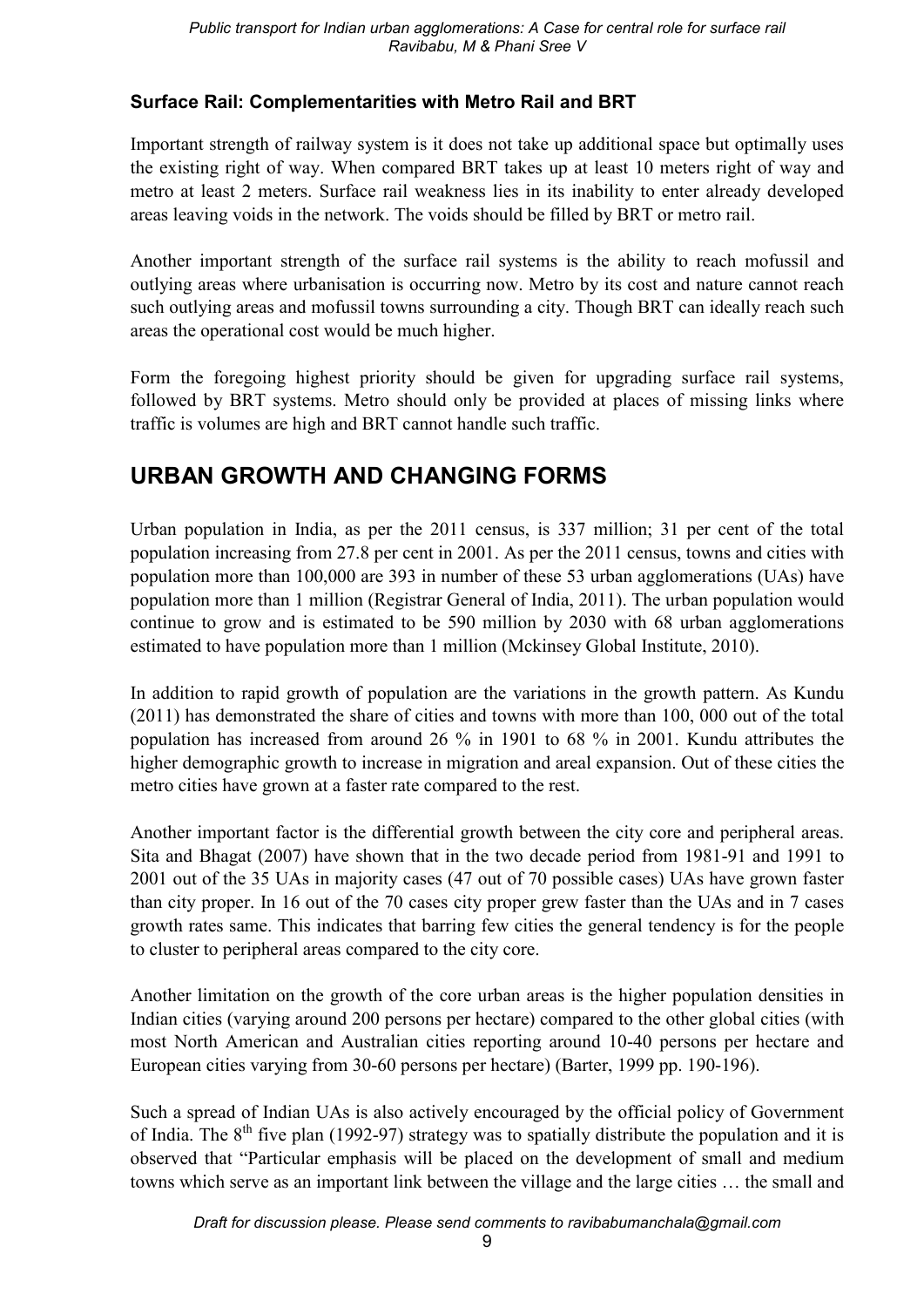### Surface Rail: Complementarities with Metro Rail and BRT

Important strength of railway system is it does not take up additional space but optimally uses the existing right of way. When compared BRT takes up at least 10 meters right of way and metro at least 2 meters. Surface rail weakness lies in its inability to enter already developed areas leaving voids in the network. The voids should be filled by BRT or metro rail.

Another important strength of the surface rail systems is the ability to reach mofussil and outlying areas where urbanisation is occurring now. Metro by its cost and nature cannot reach such outlying areas and mofussil towns surrounding a city. Though BRT can ideally reach such areas the operational cost would be much higher.

Form the foregoing highest priority should be given for upgrading surface rail systems, followed by BRT systems. Metro should only be provided at places of missing links where traffic is volumes are high and BRT cannot handle such traffic.

## URBAN GROWTH AND CHANGING FORMS

Urban population in India, as per the 2011 census, is 337 million; 31 per cent of the total population increasing from 27.8 per cent in 2001. As per the 2011 census, towns and cities with population more than 100,000 are 393 in number of these 53 urban agglomerations (UAs) have population more than 1 million (Registrar General of India, 2011). The urban population would continue to grow and is estimated to be 590 million by 2030 with 68 urban agglomerations estimated to have population more than 1 million (Mckinsey Global Institute, 2010).

In addition to rapid growth of population are the variations in the growth pattern. As Kundu (2011) has demonstrated the share of cities and towns with more than 100, 000 out of the total population has increased from around 26 % in 1901 to 68 % in 2001. Kundu attributes the higher demographic growth to increase in migration and areal expansion. Out of these cities the metro cities have grown at a faster rate compared to the rest.

Another important factor is the differential growth between the city core and peripheral areas. Sita and Bhagat (2007) have shown that in the two decade period from 1981-91 and 1991 to 2001 out of the 35 UAs in majority cases (47 out of 70 possible cases) UAs have grown faster than city proper. In 16 out of the 70 cases city proper grew faster than the UAs and in 7 cases growth rates same. This indicates that barring few cities the general tendency is for the people to cluster to peripheral areas compared to the city core.

Another limitation on the growth of the core urban areas is the higher population densities in Indian cities (varying around 200 persons per hectare) compared to the other global cities (with most North American and Australian cities reporting around 10-40 persons per hectare and European cities varying from 30-60 persons per hectare) (Barter, 1999 pp. 190-196).

Such a spread of Indian UAs is also actively encouraged by the official policy of Government of India. The 8th five plan (1992-97) strategy was to spatially distribute the population and it is observed that "Particular emphasis will be placed on the development of small and medium towns which serve as an important link between the village and the large cities … the small and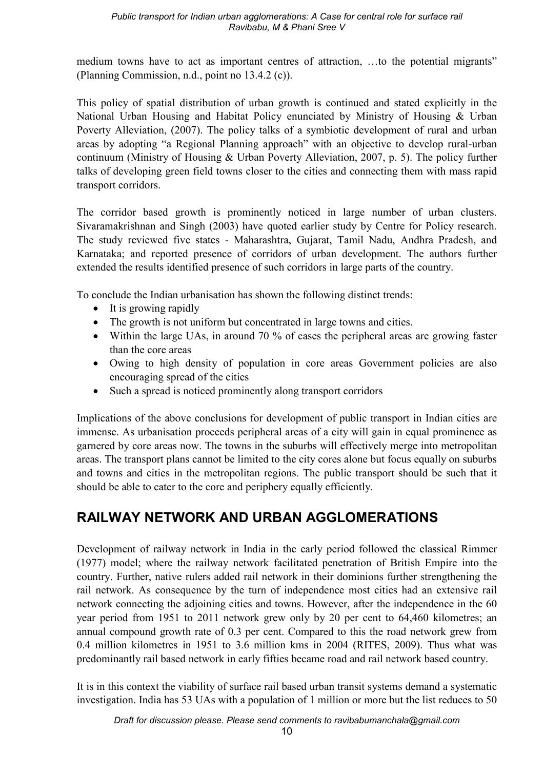medium towns have to act as important centres of attraction, …to the potential migrants" (Planning Commission, n.d., point no 13.4.2 (c)).

This policy of spatial distribution of urban growth is continued and stated explicitly in the National Urban Housing and Habitat Policy enunciated by Ministry of Housing & Urban Poverty Alleviation, (2007). The policy talks of a symbiotic development of rural and urban areas by adopting "a Regional Planning approach" with an objective to develop rural-urban continuum (Ministry of Housing & Urban Poverty Alleviation, 2007, p. 5). The policy further talks of developing green field towns closer to the cities and connecting them with mass rapid transport corridors.

The corridor based growth is prominently noticed in large number of urban clusters. Sivaramakrishnan and Singh (2003) have quoted earlier study by Centre for Policy research. The study reviewed five states - Maharashtra, Gujarat, Tamil Nadu, Andhra Pradesh, and Karnataka; and reported presence of corridors of urban development. The authors further extended the results identified presence of such corridors in large parts of the country.

To conclude the Indian urbanisation has shown the following distinct trends:

- It is growing rapidly
- The growth is not uniform but concentrated in large towns and cities.
- Within the large UAs, in around 70 % of cases the peripheral areas are growing faster than the core areas
- Owing to high density of population in core areas Government policies are also encouraging spread of the cities
- Such a spread is noticed prominently along transport corridors

Implications of the above conclusions for development of public transport in Indian cities are immense. As urbanisation proceeds peripheral areas of a city will gain in equal prominence as garnered by core areas now. The towns in the suburbs will effectively merge into metropolitan areas. The transport plans cannot be limited to the city cores alone but focus equally on suburbs and towns and cities in the metropolitan regions. The public transport should be such that it should be able to cater to the core and periphery equally efficiently.

## RAILWAY NETWORK AND URBAN AGGLOMERATIONS

Development of railway network in India in the early period followed the classical Rimmer (1977) model; where the railway network facilitated penetration of British Empire into the country. Further, native rulers added rail network in their dominions further strengthening the rail network. As consequence by the turn of independence most cities had an extensive rail network connecting the adjoining cities and towns. However, after the independence in the 60 year period from 1951 to 2011 network grew only by 20 per cent to 64,460 kilometres; an annual compound growth rate of 0.3 per cent. Compared to this the road network grew from 0.4 million kilometres in 1951 to 3.6 million kms in 2004 (RITES, 2009). Thus what was predominantly rail based network in early fifties became road and rail network based country.

It is in this context the viability of surface rail based urban transit systems demand a systematic investigation. India has 53 UAs with a population of 1 million or more but the list reduces to 50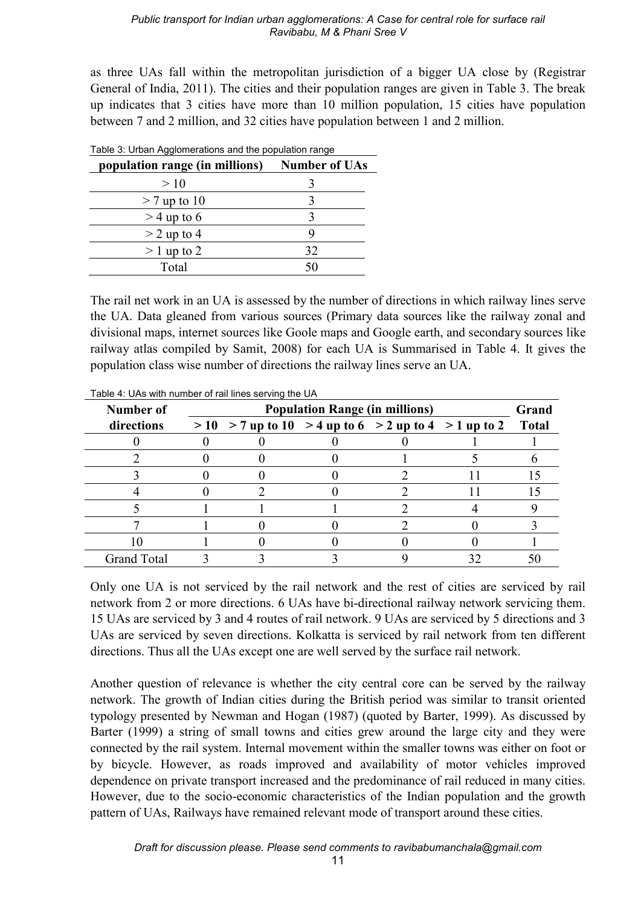as three UAs fall within the metropolitan jurisdiction of a bigger UA close by (Registrar General of India, 2011). The cities and their population ranges are given in Table 3. The break up indicates that 3 cities have more than 10 million population, 15 cities have population between 7 and 2 million, and 32 cities have population between 1 and 2 million.

Table 3: Urban Agglomerations and the population range

| population range (in millions) | Number of UAs |
|---|---|
| > 10 | 3 |
| > 7 up to 10 | 3 |
| > 4 up to 6 | 3 |
| > 2 up to 4 | 9 |
| > 1 up to 2 | 32 |
| Total | 50 |

The rail net work in an UA is assessed by the number of directions in which railway lines serve the UA. Data gleaned from various sources (Primary data sources like the railway zonal and divisional maps, internet sources like Goole maps and Google earth, and secondary sources like railway atlas compiled by Samit, 2008) for each UA is Summarised in Table 4. It gives the population class wise number of directions the railway lines serve an UA.

Table 4: UAs with number of rail lines serving the UA

| Number of directions | Population Range (in millions) | | | | | Grand Total |
|---|---|---|---|---|---|---|
| | > 10 | > 7 up to 10 | > 4 up to 6 | > 2 up to 4 | > 1 up to 2 | |
| 0 | 0 | 0 | 0 | 0 | 1 | 1 |
| 2 | 0 | 0 | 0 | 1 | 5 | 6 |
| 3 | 0 | 0 | 0 | 2 | 11 | 15 |
| 4 | 0 | 2 | 0 | 2 | 11 | 15 |
| 5 | 1 | 1 | 1 | 2 | 4 | 9 |
| 7 | 1 | 0 | 0 | 2 | 0 | 3 |
| 10 | 1 | 0 | 0 | 0 | 0 | 1 |
| Grand Total | 3 | 3 | 3 | 9 | 32 | 50 |

Only one UA is not serviced by the rail network and the rest of cities are serviced by rail network from 2 or more directions. 6 UAs have bi-directional railway network servicing them. 15 UAs are serviced by 3 and 4 routes of rail network. 9 UAs are serviced by 5 directions and 3 UAs are serviced by seven directions. Kolkatta is serviced by rail network from ten different directions. Thus all the UAs except one are well served by the surface rail network.

Another question of relevance is whether the city central core can be served by the railway network. The growth of Indian cities during the British period was similar to transit oriented typology presented by Newman and Hogan (1987) (quoted by Barter, 1999). As discussed by Barter (1999) a string of small towns and cities grew around the large city and they were connected by the rail system. Internal movement within the smaller towns was either on foot or by bicycle. However, as roads improved and availability of motor vehicles improved dependence on private transport increased and the predominance of rail reduced in many cities. However, due to the socio-economic characteristics of the Indian population and the growth pattern of UAs, Railways have remained relevant mode of transport around these cities.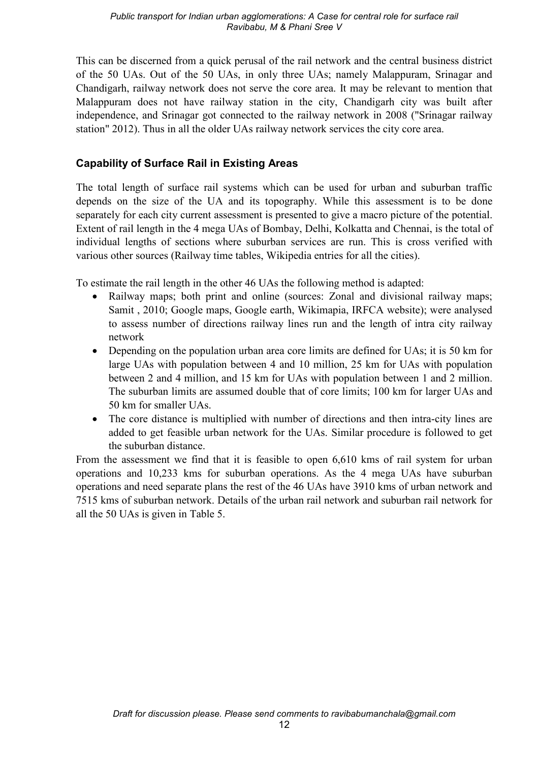This can be discerned from a quick perusal of the rail network and the central business district of the 50 UAs. Out of the 50 UAs, in only three UAs; namely Malappuram, Srinagar and Chandigarh, railway network does not serve the core area. It may be relevant to mention that Malappuram does not have railway station in the city, Chandigarh city was built after independence, and Srinagar got connected to the railway network in 2008 ("Srinagar railway station" 2012). Thus in all the older UAs railway network services the city core area.

### Capability of Surface Rail in Existing Areas

The total length of surface rail systems which can be used for urban and suburban traffic depends on the size of the UA and its topography. While this assessment is to be done separately for each city current assessment is presented to give a macro picture of the potential. Extent of rail length in the 4 mega UAs of Bombay, Delhi, Kolkatta and Chennai, is the total of individual lengths of sections where suburban services are run. This is cross verified with various other sources (Railway time tables, Wikipedia entries for all the cities).

To estimate the rail length in the other 46 UAs the following method is adapted:

- Railway maps; both print and online (sources: Zonal and divisional railway maps; Samit , 2010; Google maps, Google earth, Wikimapia, IRFCA website); were analysed to assess number of directions railway lines run and the length of intra city railway network
- Depending on the population urban area core limits are defined for UAs; it is 50 km for large UAs with population between 4 and 10 million, 25 km for UAs with population between 2 and 4 million, and 15 km for UAs with population between 1 and 2 million. The suburban limits are assumed double that of core limits; 100 km for larger UAs and 50 km for smaller UAs.
- The core distance is multiplied with number of directions and then intra-city lines are added to get feasible urban network for the UAs. Similar procedure is followed to get the suburban distance.

From the assessment we find that it is feasible to open 6,610 kms of rail system for urban operations and 10,233 kms for suburban operations. As the 4 mega UAs have suburban operations and need separate plans the rest of the 46 UAs have 3910 kms of urban network and 7515 kms of suburban network. Details of the urban rail network and suburban rail network for all the 50 UAs is given in Table 5.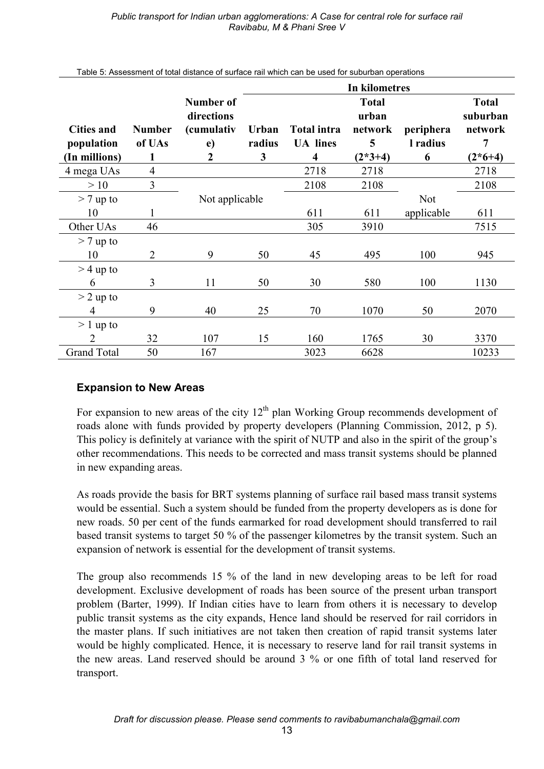Table 5: Assessment of total distance of surface rail which can be used for suburban operations

| Cities and population (In millions) | Number of UAs 1 | Number of directions (cumulative) 2 | Urban radius 3 | Total intra UA lines 4 | Total urban network 5 (2*3+4) | peripheral radius 6 | Total suburban network 7 (2*6+4) |
|---|---|---|---|---|---|---|---|
| | | | In kilometres | | | | |
| 4 mega UAs | 4 | Not applicable | | 2718 | 2718 | Not applicable | 2718 |
| > 10 | 3 | | | 2108 | 2108 | | 2108 |
| > 7 up to 10 | 1 | | | 611 | 611 | | 611 |
| Other UAs | 46 | | | 305 | 3910 | | 7515 |
| > 7 up to 10 | 2 | 9 | 50 | 45 | 495 | 100 | 945 |
| > 4 up to 6 | 3 | 11 | 50 | 30 | 580 | 100 | 1130 |
| > 2 up to 4 | 9 | 40 | 25 | 70 | 1070 | 50 | 2070 |
| > 1 up to 2 | 32 | 107 | 15 | 160 | 1765 | 30 | 3370 |
| Grand Total | 50 | 167 | | 3023 | 6628 | | 10233 |

## Expansion to New Areas

For expansion to new areas of the city 12th plan Working Group recommends development of roads alone with funds provided by property developers (Planning Commission, 2012, p 5). This policy is definitely at variance with the spirit of NUTP and also in the spirit of the group's other recommendations. This needs to be corrected and mass transit systems should be planned in new expanding areas.

As roads provide the basis for BRT systems planning of surface rail based mass transit systems would be essential. Such a system should be funded from the property developers as is done for new roads. 50 per cent of the funds earmarked for road development should transferred to rail based transit systems to target 50 % of the passenger kilometres by the transit system. Such an expansion of network is essential for the development of transit systems.

The group also recommends 15 % of the land in new developing areas to be left for road development. Exclusive development of roads has been source of the present urban transport problem (Barter, 1999). If Indian cities have to learn from others it is necessary to develop public transit systems as the city expands, Hence land should be reserved for rail corridors in the master plans. If such initiatives are not taken then creation of rapid transit systems later would be highly complicated. Hence, it is necessary to reserve land for rail transit systems in the new areas. Land reserved should be around 3 % or one fifth of total land reserved for transport.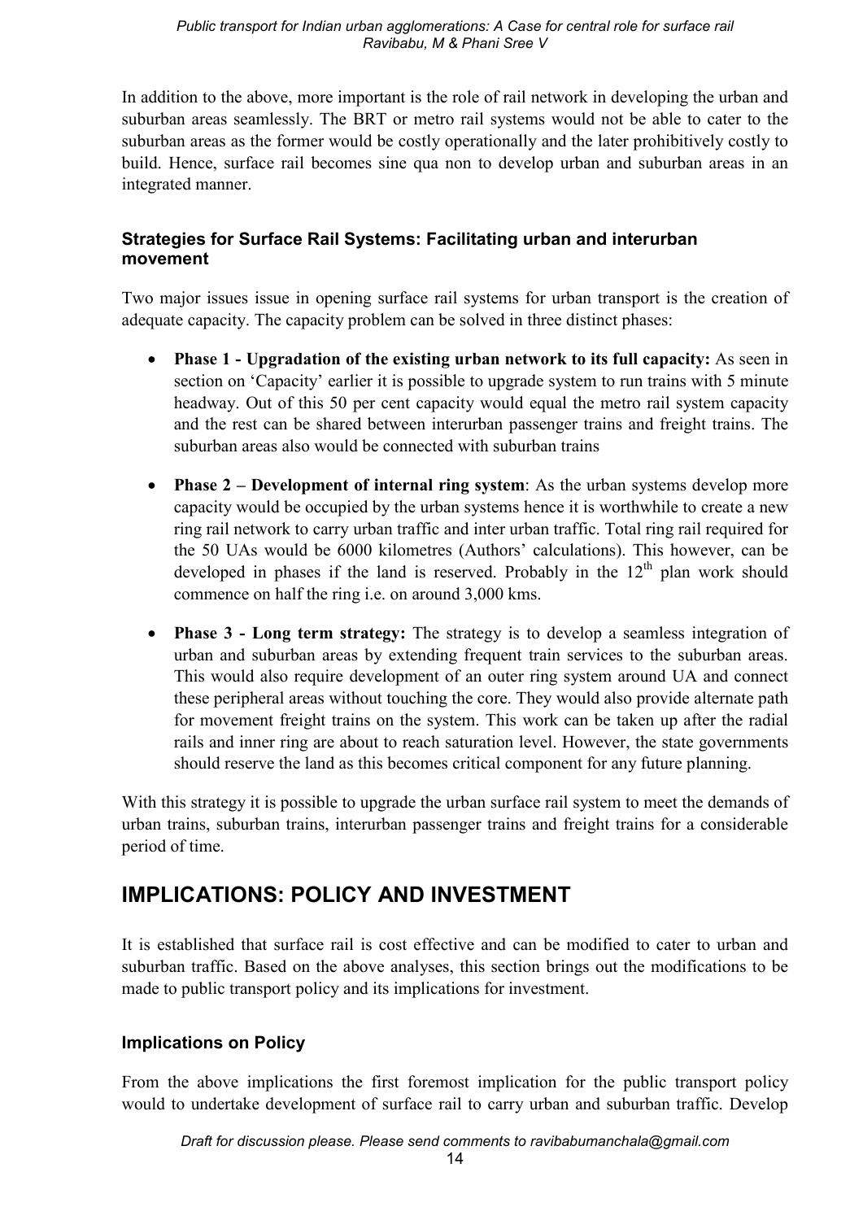In addition to the above, more important is the role of rail network in developing the urban and suburban areas seamlessly. The BRT or metro rail systems would not be able to cater to the suburban areas as the former would be costly operationally and the later prohibitively costly to build. Hence, surface rail becomes sine qua non to develop urban and suburban areas in an integrated manner.

### Strategies for Surface Rail Systems: Facilitating urban and interurban movement

Two major issues issue in opening surface rail systems for urban transport is the creation of adequate capacity. The capacity problem can be solved in three distinct phases:

- **Phase 1 - Upgradation of the existing urban network to its full capacity:** As seen in section on 'Capacity' earlier it is possible to upgrade system to run trains with 5 minute headway. Out of this 50 per cent capacity would equal the metro rail system capacity and the rest can be shared between interurban passenger trains and freight trains. The suburban areas also would be connected with suburban trains
- **Phase 2 – Development of internal ring system**: As the urban systems develop more capacity would be occupied by the urban systems hence it is worthwhile to create a new ring rail network to carry urban traffic and inter urban traffic. Total ring rail required for the 50 UAs would be 6000 kilometres (Authors' calculations). This however, can be developed in phases if the land is reserved. Probably in the 12th plan work should commence on half the ring i.e. on around 3,000 kms.
- **Phase 3 - Long term strategy:** The strategy is to develop a seamless integration of urban and suburban areas by extending frequent train services to the suburban areas. This would also require development of an outer ring system around UA and connect these peripheral areas without touching the core. They would also provide alternate path for movement freight trains on the system. This work can be taken up after the radial rails and inner ring are about to reach saturation level. However, the state governments should reserve the land as this becomes critical component for any future planning.

With this strategy it is possible to upgrade the urban surface rail system to meet the demands of urban trains, suburban trains, interurban passenger trains and freight trains for a considerable period of time.

## IMPLICATIONS: POLICY AND INVESTMENT

It is established that surface rail is cost effective and can be modified to cater to urban and suburban traffic. Based on the above analyses, this section brings out the modifications to be made to public transport policy and its implications for investment.

### Implications on Policy

From the above implications the first foremost implication for the public transport policy would to undertake development of surface rail to carry urban and suburban traffic. Develop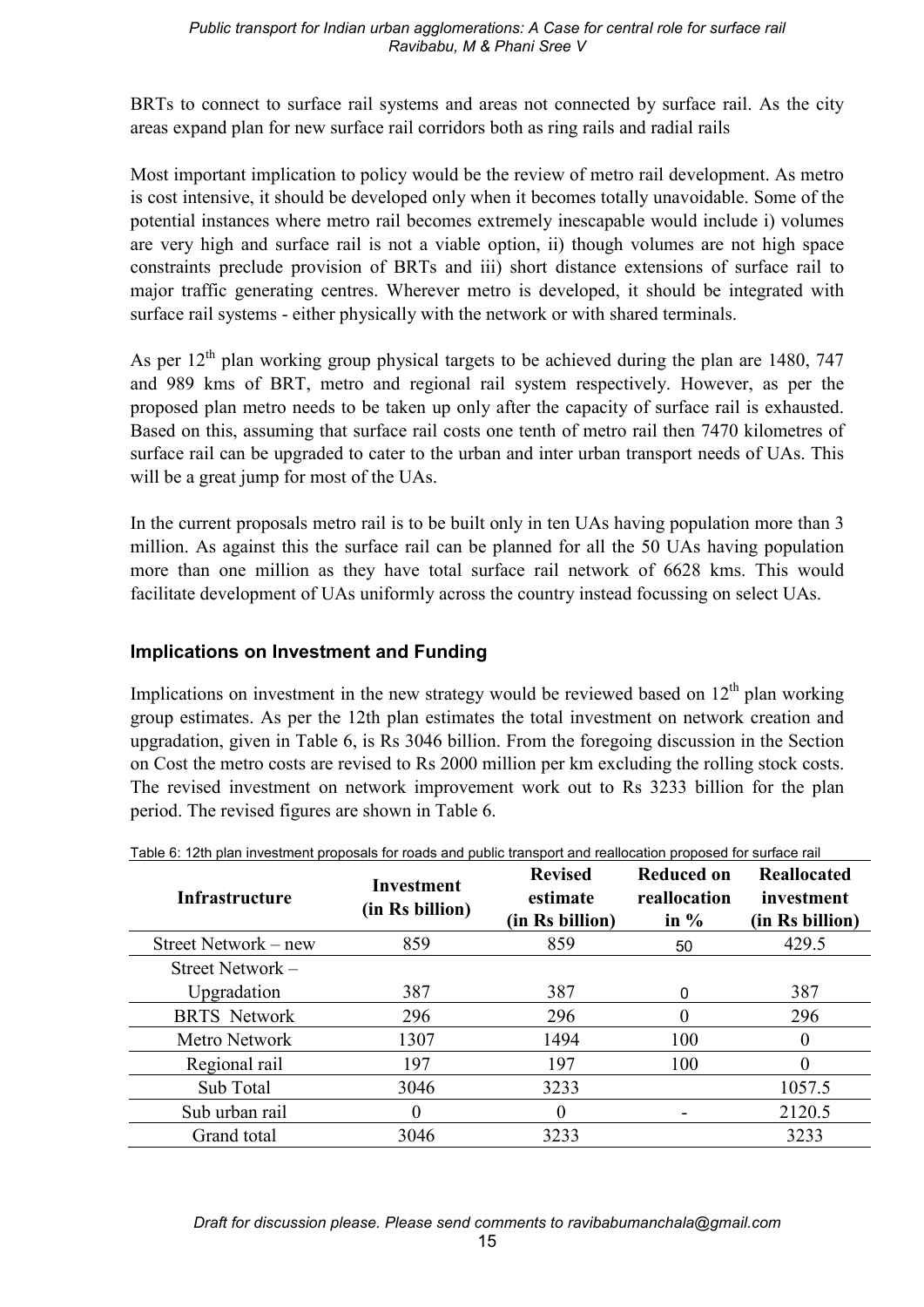BRTs to connect to surface rail systems and areas not connected by surface rail. As the city areas expand plan for new surface rail corridors both as ring rails and radial rails

Most important implication to policy would be the review of metro rail development. As metro is cost intensive, it should be developed only when it becomes totally unavoidable. Some of the potential instances where metro rail becomes extremely inescapable would include i) volumes are very high and surface rail is not a viable option, ii) though volumes are not high space constraints preclude provision of BRTs and iii) short distance extensions of surface rail to major traffic generating centres. Wherever metro is developed, it should be integrated with surface rail systems - either physically with the network or with shared terminals.

As per 12[th] plan working group physical targets to be achieved during the plan are 1480, 747 and 989 kms of BRT, metro and regional rail system respectively. However, as per the proposed plan metro needs to be taken up only after the capacity of surface rail is exhausted. Based on this, assuming that surface rail costs one tenth of metro rail then 7470 kilometres of surface rail can be upgraded to cater to the urban and inter urban transport needs of UAs. This will be a great jump for most of the UAs.

In the current proposals metro rail is to be built only in ten UAs having population more than 3 million. As against this the surface rail can be planned for all the 50 UAs having population more than one million as they have total surface rail network of 6628 kms. This would facilitate development of UAs uniformly across the country instead focussing on select UAs.

## Implications on Investment and Funding

Implications on investment in the new strategy would be reviewed based on 12[th] plan working group estimates. As per the 12th plan estimates the total investment on network creation and upgradation, given in Table 6, is Rs 3046 billion. From the foregoing discussion in the Section on Cost the metro costs are revised to Rs 2000 million per km excluding the rolling stock costs. The revised investment on network improvement work out to Rs 3233 billion for the plan period. The revised figures are shown in Table 6.

Table 6: 12th plan investment proposals for roads and public transport and reallocation proposed for surface rail

| Infrastructure | Investment (in Rs billion) | Revised estimate (in Rs billion) | Reduced on reallocation in % | Reallocated investment (in Rs billion) |
|---|---|---|---|---|
| Street Network – new | 859 | 859 | 50 | 429.5 |
| Street Network – Upgradation | 387 | 387 | 0 | 387 |
| BRTS Network | 296 | 296 | 0 | 296 |
| Metro Network | 1307 | 1494 | 100 | 0 |
| Regional rail | 197 | 197 | 100 | 0 |
| Sub Total | 3046 | 3233 | | 1057.5 |
| Sub urban rail | 0 | 0 | - | 2120.5 |
| Grand total | 3046 | 3233 | | 3233 |

*Draft for discussion please. Please send comments to ravibabumanchala@gmail.com*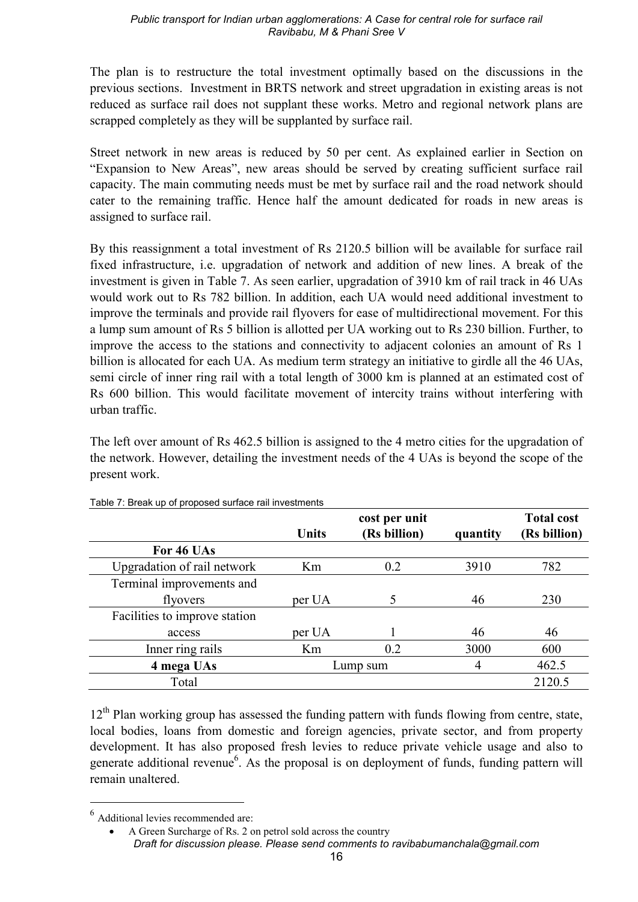The plan is to restructure the total investment optimally based on the discussions in the previous sections. Investment in BRTS network and street upgradation in existing areas is not reduced as surface rail does not supplant these works. Metro and regional network plans are scrapped completely as they will be supplanted by surface rail.

Street network in new areas is reduced by 50 per cent. As explained earlier in Section on "Expansion to New Areas", new areas should be served by creating sufficient surface rail capacity. The main commuting needs must be met by surface rail and the road network should cater to the remaining traffic. Hence half the amount dedicated for roads in new areas is assigned to surface rail.

By this reassignment a total investment of Rs 2120.5 billion will be available for surface rail fixed infrastructure, i.e. upgradation of network and addition of new lines. A break of the investment is given in Table 7. As seen earlier, upgradation of 3910 km of rail track in 46 UAs would work out to Rs 782 billion. In addition, each UA would need additional investment to improve the terminals and provide rail flyovers for ease of multidirectional movement. For this a lump sum amount of Rs 5 billion is allotted per UA working out to Rs 230 billion. Further, to improve the access to the stations and connectivity to adjacent colonies an amount of Rs 1 billion is allocated for each UA. As medium term strategy an initiative to girdle all the 46 UAs, semi circle of inner ring rail with a total length of 3000 km is planned at an estimated cost of Rs 600 billion. This would facilitate movement of intercity trains without interfering with urban traffic.

The left over amount of Rs 462.5 billion is assigned to the 4 metro cities for the upgradation of the network. However, detailing the investment needs of the 4 UAs is beyond the scope of the present work.

Table 7: Break up of proposed surface rail investments

| | Units | cost per unit (Rs billion) | quantity | Total cost (Rs billion) |
|---|---|---|---|---|
| **For 46 UAs** | | | | |
| Upgradation of rail network | Km | 0.2 | 3910 | 782 |
| Terminal improvements and flyovers | per UA | 5 | 46 | 230 |
| Facilities to improve station access | per UA | 1 | 46 | 46 |
| Inner ring rails | Km | 0.2 | 3000 | 600 |
| **4 mega UAs** | Lump sum | | 4 | 462.5 |
| Total | | | | 2120.5 |

12th Plan working group has assessed the funding pattern with funds flowing from centre, state, local bodies, loans from domestic and foreign agencies, private sector, and from property development. It has also proposed fresh levies to reduce private vehicle usage and also to generate additional revenue[6]. As the proposal is on deployment of funds, funding pattern will remain unaltered.

---

[6] Additional levies recommended are:

- A Green Surcharge of Rs. 2 on petrol sold across the country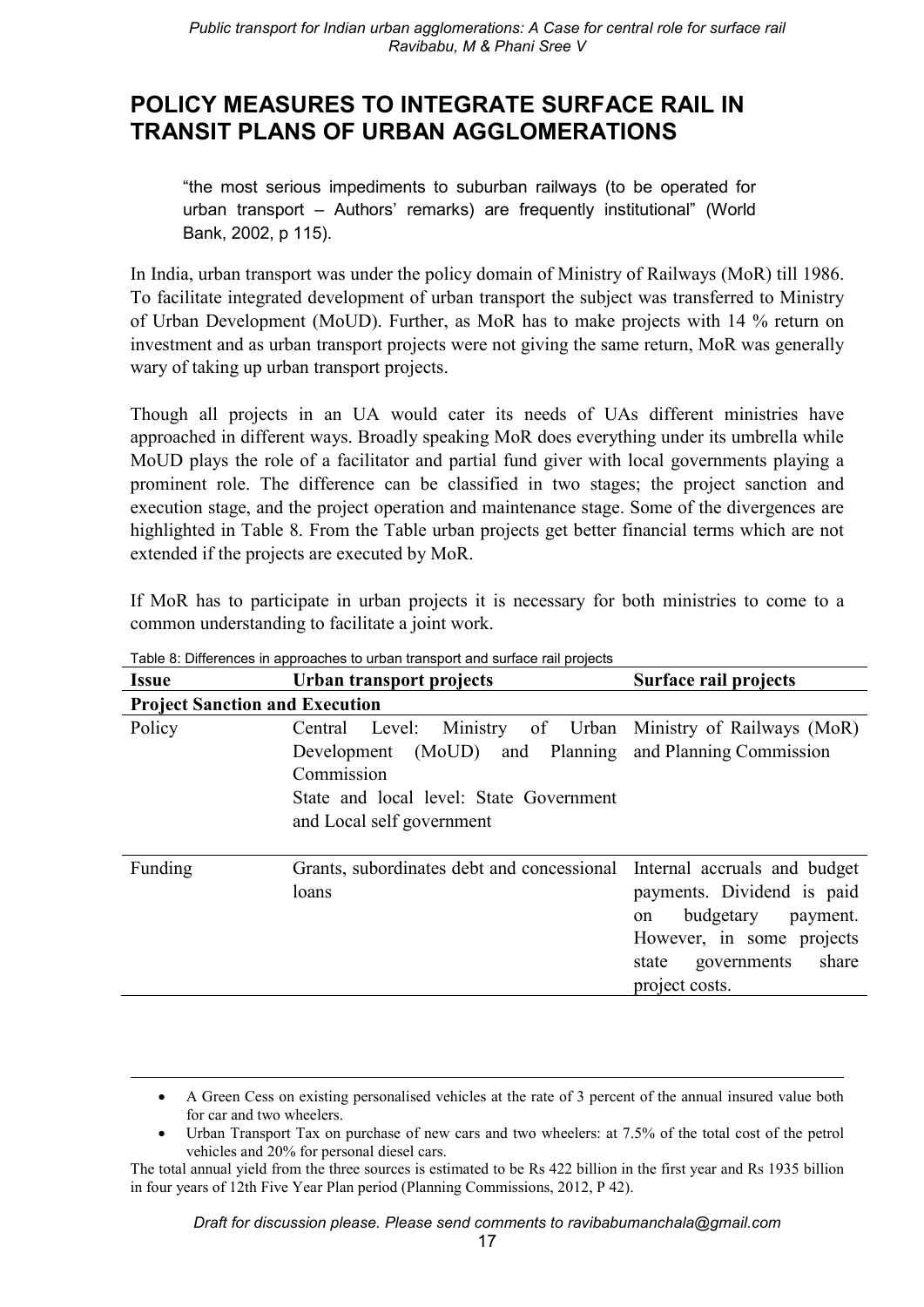## POLICY MEASURES TO INTEGRATE SURFACE RAIL IN TRANSIT PLANS OF URBAN AGGLOMERATIONS

> "the most serious impediments to suburban railways (to be operated for urban transport – Authors' remarks) are frequently institutional" (World Bank, 2002, p 115).

In India, urban transport was under the policy domain of Ministry of Railways (MoR) till 1986. To facilitate integrated development of urban transport the subject was transferred to Ministry of Urban Development (MoUD). Further, as MoR has to make projects with 14 % return on investment and as urban transport projects were not giving the same return, MoR was generally wary of taking up urban transport projects.

Though all projects in an UA would cater its needs of UAs different ministries have approached in different ways. Broadly speaking MoR does everything under its umbrella while MoUD plays the role of a facilitator and partial fund giver with local governments playing a prominent role. The difference can be classified in two stages; the project sanction and execution stage, and the project operation and maintenance stage. Some of the divergences are highlighted in Table 8. From the Table urban projects get better financial terms which are not extended if the projects are executed by MoR.

If MoR has to participate in urban projects it is necessary for both ministries to come to a common understanding to facilitate a joint work.

Table 8: Differences in approaches to urban transport and surface rail projects

| Issue | Urban transport projects | Surface rail projects |
|---|---|---|
| **Project Sanction and Execution** | | |
| Policy | Central Level: Ministry of Urban Development (MoUD) and Planning Commission<br>State and local level: State Government and Local self government | Ministry of Railways (MoR) and Planning Commission |
| Funding | Grants, subordinates debt and concessional loans | Internal accruals and budget payments. Dividend is paid on budgetary payment. However, in some projects state governments share project costs. |

- A Green Cess on existing personalised vehicles at the rate of 3 percent of the annual insured value both for car and two wheelers.
- Urban Transport Tax on purchase of new cars and two wheelers: at 7.5% of the total cost of the petrol vehicles and 20% for personal diesel cars.

The total annual yield from the three sources is estimated to be Rs 422 billion in the first year and Rs 1935 billion in four years of 12th Five Year Plan period (Planning Commissions, 2012, P 42).

*Draft for discussion please. Please send comments to ravibabumanchala@gmail.com*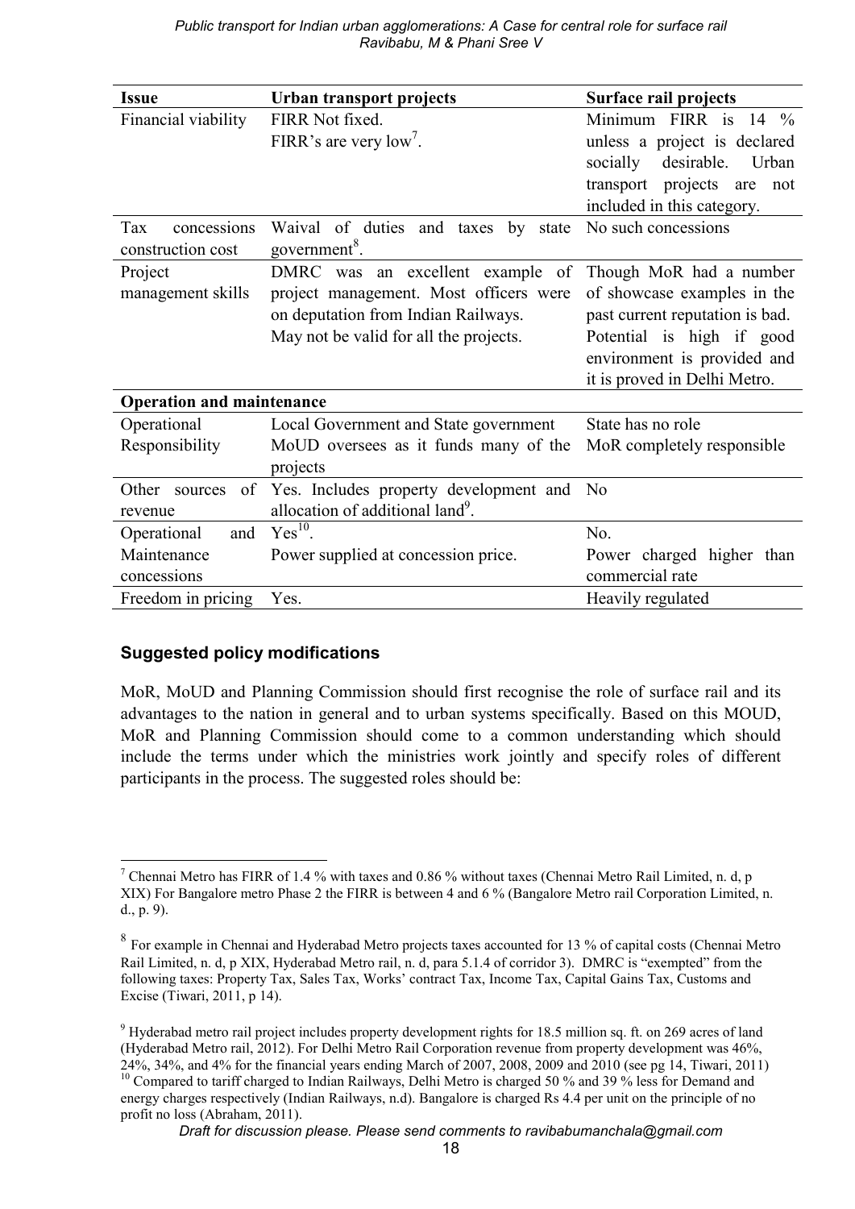| Issue | Urban transport projects | Surface rail projects |
|---|---|---|
| Financial viability | FIRR Not fixed.<br>FIRR's are very low[7]. | Minimum FIRR is 14 % unless a project is declared socially desirable. Urban transport projects are not included in this category. |
| Tax concessions construction cost | Waival of duties and taxes by state government[8]. | No such concessions |
| Project management skills | DMRC was an excellent example of project management. Most officers were on deputation from Indian Railways.<br>May not be valid for all the projects. | Though MoR had a number of showcase examples in the past current reputation is bad. Potential is high if good environment is provided and it is proved in Delhi Metro. |
| **Operation and maintenance** | | |
| Operational Responsibility | Local Government and State government<br>MoUD oversees as it funds many of the projects | State has no role<br>MoR completely responsible |
| Other sources of revenue | Yes. Includes property development and allocation of additional land[9]. | No |
| Operational and Maintenance concessions | Yes[10].<br>Power supplied at concession price. | No.<br>Power charged higher than commercial rate |
| Freedom in pricing | Yes. | Heavily regulated |

### Suggested policy modifications

MoR, MoUD and Planning Commission should first recognise the role of surface rail and its advantages to the nation in general and to urban systems specifically. Based on this MOUD, MoR and Planning Commission should come to a common understanding which should include the terms under which the ministries work jointly and specify roles of different participants in the process. The suggested roles should be:

[7] Chennai Metro has FIRR of 1.4 % with taxes and 0.86 % without taxes (Chennai Metro Rail Limited, n. d, p XIX) For Bangalore metro Phase 2 the FIRR is between 4 and 6 % (Bangalore Metro rail Corporation Limited, n. d., p. 9).

[8] For example in Chennai and Hyderabad Metro projects taxes accounted for 13 % of capital costs (Chennai Metro Rail Limited, n. d, p XIX, Hyderabad Metro rail, n. d, para 5.1.4 of corridor 3). DMRC is "exempted" from the following taxes: Property Tax, Sales Tax, Works' contract Tax, Income Tax, Capital Gains Tax, Customs and Excise (Tiwari, 2011, p 14).

[9] Hyderabad metro rail project includes property development rights for 18.5 million sq. ft. on 269 acres of land (Hyderabad Metro rail, 2012). For Delhi Metro Rail Corporation revenue from property development was 46%, 24%, 34%, and 4% for the financial years ending March of 2007, 2008, 2009 and 2010 (see pg 14, Tiwari, 2011)

[10] Compared to tariff charged to Indian Railways, Delhi Metro is charged 50 % and 39 % less for Demand and energy charges respectively (Indian Railways, n.d). Bangalore is charged Rs 4.4 per unit on the principle of no profit no loss (Abraham, 2011).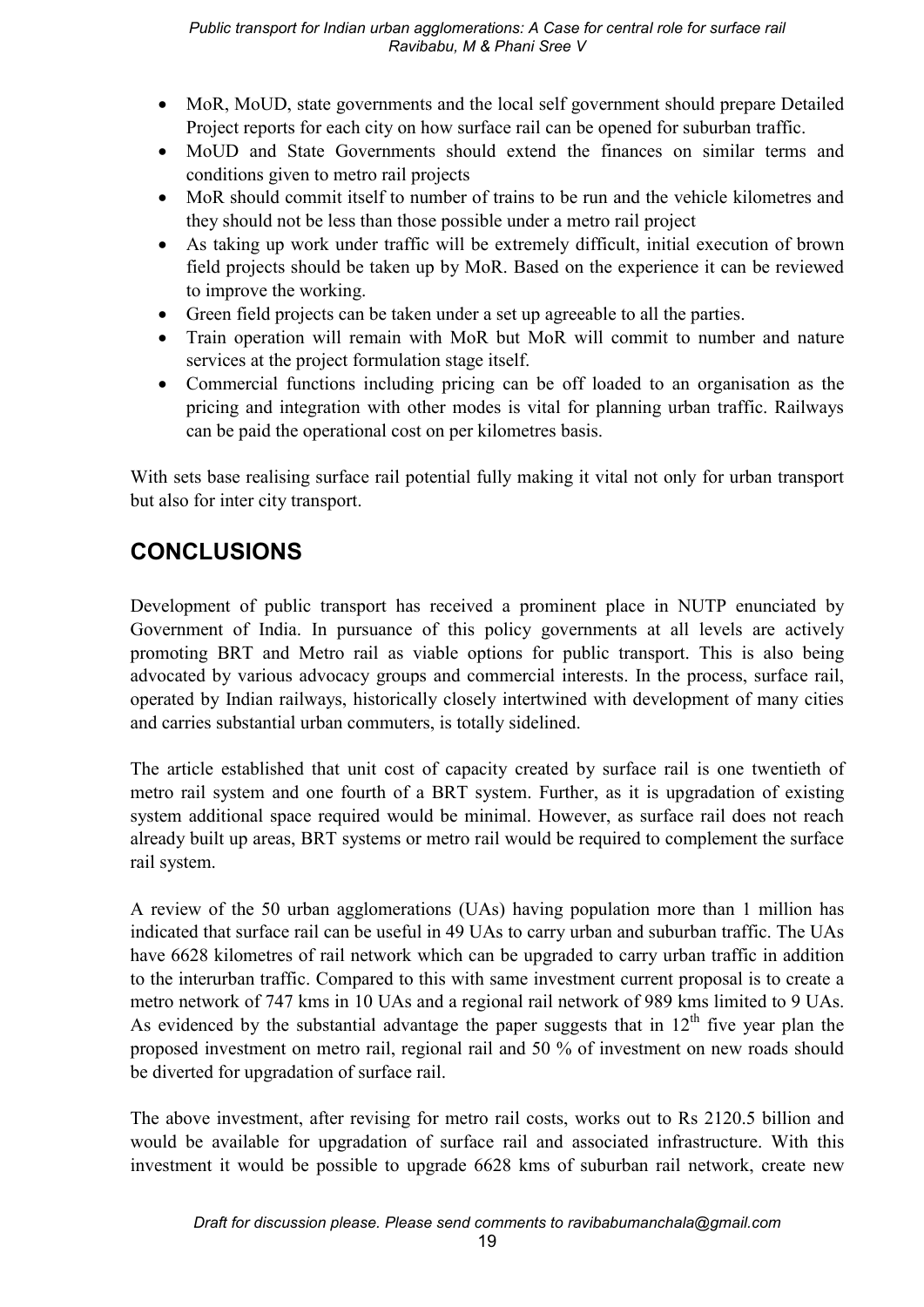- MoR, MoUD, state governments and the local self government should prepare Detailed Project reports for each city on how surface rail can be opened for suburban traffic.
- MoUD and State Governments should extend the finances on similar terms and conditions given to metro rail projects
- MoR should commit itself to number of trains to be run and the vehicle kilometres and they should not be less than those possible under a metro rail project
- As taking up work under traffic will be extremely difficult, initial execution of brown field projects should be taken up by MoR. Based on the experience it can be reviewed to improve the working.
- Green field projects can be taken under a set up agreeable to all the parties.
- Train operation will remain with MoR but MoR will commit to number and nature services at the project formulation stage itself.
- Commercial functions including pricing can be off loaded to an organisation as the pricing and integration with other modes is vital for planning urban traffic. Railways can be paid the operational cost on per kilometres basis.

With sets base realising surface rail potential fully making it vital not only for urban transport but also for inter city transport.

## CONCLUSIONS

Development of public transport has received a prominent place in NUTP enunciated by Government of India. In pursuance of this policy governments at all levels are actively promoting BRT and Metro rail as viable options for public transport. This is also being advocated by various advocacy groups and commercial interests. In the process, surface rail, operated by Indian railways, historically closely intertwined with development of many cities and carries substantial urban commuters, is totally sidelined.

The article established that unit cost of capacity created by surface rail is one twentieth of metro rail system and one fourth of a BRT system. Further, as it is upgradation of existing system additional space required would be minimal. However, as surface rail does not reach already built up areas, BRT systems or metro rail would be required to complement the surface rail system.

A review of the 50 urban agglomerations (UAs) having population more than 1 million has indicated that surface rail can be useful in 49 UAs to carry urban and suburban traffic. The UAs have 6628 kilometres of rail network which can be upgraded to carry urban traffic in addition to the interurban traffic. Compared to this with same investment current proposal is to create a metro network of 747 kms in 10 UAs and a regional rail network of 989 kms limited to 9 UAs. As evidenced by the substantial advantage the paper suggests that in 12th five year plan the proposed investment on metro rail, regional rail and 50 % of investment on new roads should be diverted for upgradation of surface rail.

The above investment, after revising for metro rail costs, works out to Rs 2120.5 billion and would be available for upgradation of surface rail and associated infrastructure. With this investment it would be possible to upgrade 6628 kms of suburban rail network, create new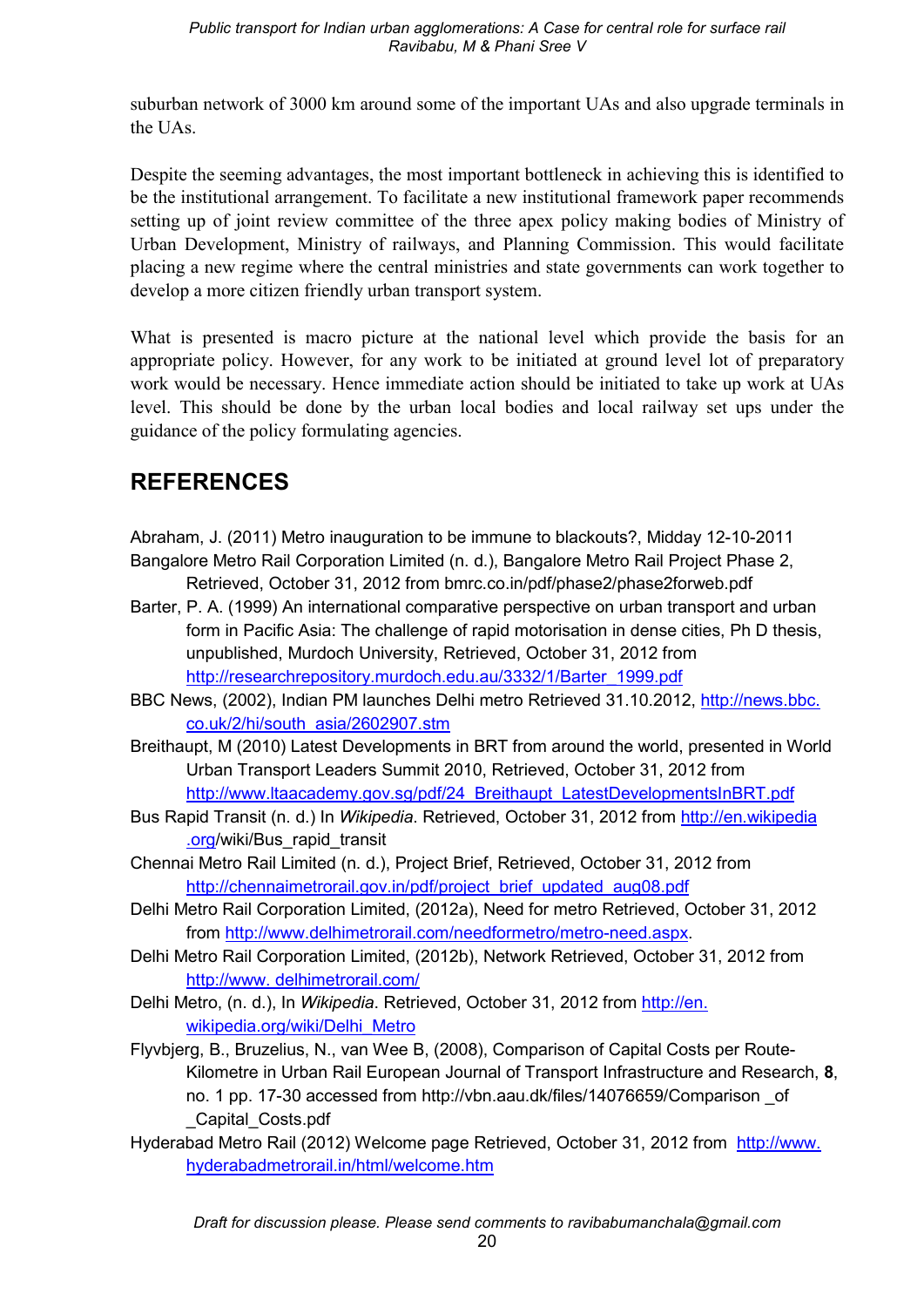suburban network of 3000 km around some of the important UAs and also upgrade terminals in the UAs.

Despite the seeming advantages, the most important bottleneck in achieving this is identified to be the institutional arrangement. To facilitate a new institutional framework paper recommends setting up of joint review committee of the three apex policy making bodies of Ministry of Urban Development, Ministry of railways, and Planning Commission. This would facilitate placing a new regime where the central ministries and state governments can work together to develop a more citizen friendly urban transport system.

What is presented is macro picture at the national level which provide the basis for an appropriate policy. However, for any work to be initiated at ground level lot of preparatory work would be necessary. Hence immediate action should be initiated to take up work at UAs level. This should be done by the urban local bodies and local railway set ups under the guidance of the policy formulating agencies.

## REFERENCES

Abraham, J. (2011) Metro inauguration to be immune to blackouts?, Midday 12-10-2011

Bangalore Metro Rail Corporation Limited (n. d.), Bangalore Metro Rail Project Phase 2, Retrieved, October 31, 2012 from bmrc.co.in/pdf/phase2/phase2forweb.pdf

Barter, P. A. (1999) An international comparative perspective on urban transport and urban form in Pacific Asia: The challenge of rapid motorisation in dense cities, Ph D thesis, unpublished, Murdoch University, Retrieved, October 31, 2012 from http://researchrepository.murdoch.edu.au/3332/1/Barter_1999.pdf

BBC News, (2002), Indian PM launches Delhi metro Retrieved 31.10.2012, http://news.bbc.co.uk/2/hi/south_asia/2602907.stm

Breithaupt, M (2010) Latest Developments in BRT from around the world, presented in World Urban Transport Leaders Summit 2010, Retrieved, October 31, 2012 from http://www.ltaacademy.gov.sg/pdf/24_Breithaupt_LatestDevelopmentsInBRT.pdf

Bus Rapid Transit (n. d.) In *Wikipedia*. Retrieved, October 31, 2012 from http://en.wikipedia.org/wiki/Bus_rapid_transit

Chennai Metro Rail Limited (n. d.), Project Brief, Retrieved, October 31, 2012 from http://chennaimetrorail.gov.in/pdf/project_brief_updated_aug08.pdf

Delhi Metro Rail Corporation Limited, (2012a), Need for metro Retrieved, October 31, 2012 from http://www.delhimetrorail.com/needformetro/metro-need.aspx.

Delhi Metro Rail Corporation Limited, (2012b), Network Retrieved, October 31, 2012 from http://www. delhimetrorail.com/

Delhi Metro, (n. d.), In *Wikipedia*. Retrieved, October 31, 2012 from http://en.wikipedia.org/wiki/Delhi_Metro

Flyvbjerg, B., Bruzelius, N., van Wee B, (2008), Comparison of Capital Costs per Route-Kilometre in Urban Rail European Journal of Transport Infrastructure and Research, **8**, no. 1 pp. 17-30 accessed from http://vbn.aau.dk/files/14076659/Comparison _of _Capital_Costs.pdf

Hyderabad Metro Rail (2012) Welcome page Retrieved, October 31, 2012 from http://www.hyderabadmetrorail.in/html/welcome.htm

Draft for discussion please. Please send comments to ravibabumanchala@gmail.com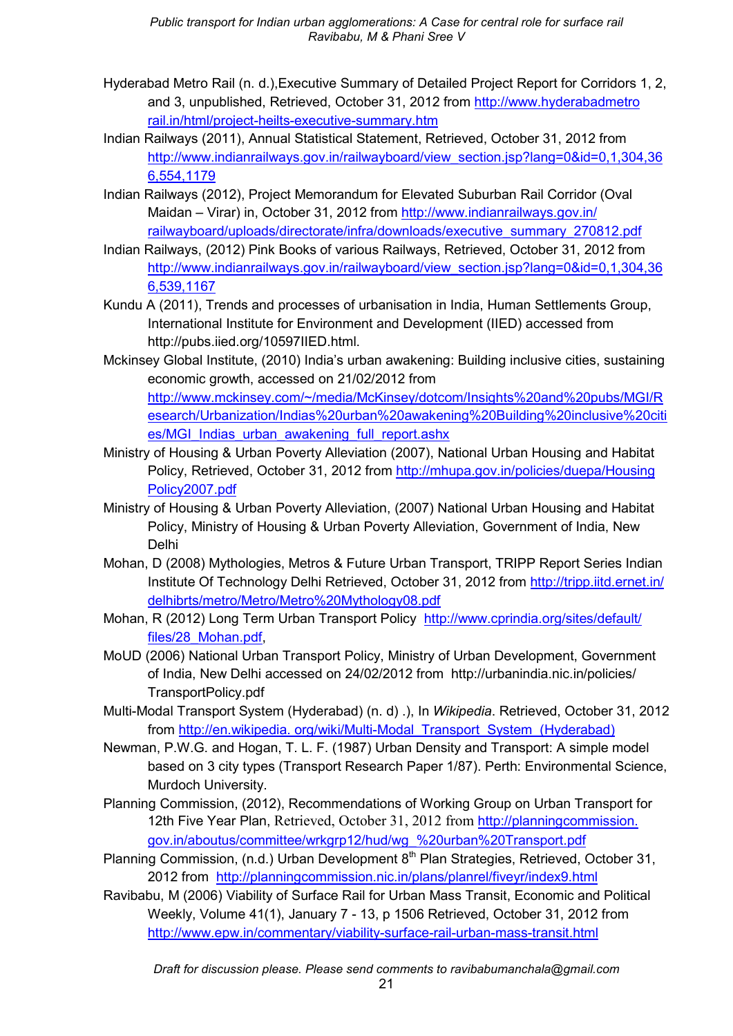Hyderabad Metro Rail (n. d.),Executive Summary of Detailed Project Report for Corridors 1, 2, and 3, unpublished, Retrieved, October 31, 2012 from http://www.hyderabadmetrorail.in/html/project-heilts-executive-summary.htm

Indian Railways (2011), Annual Statistical Statement, Retrieved, October 31, 2012 from http://www.indianrailways.gov.in/railwayboard/view_section.jsp?lang=0&id=0,1,304,366,554,1179

Indian Railways (2012), Project Memorandum for Elevated Suburban Rail Corridor (Oval Maidan – Virar) in, October 31, 2012 from http://www.indianrailways.gov.in/railwayboard/uploads/directorate/infra/downloads/executive_summary_270812.pdf

Indian Railways, (2012) Pink Books of various Railways, Retrieved, October 31, 2012 from http://www.indianrailways.gov.in/railwayboard/view_section.jsp?lang=0&id=0,1,304,366,539,1167

Kundu A (2011), Trends and processes of urbanisation in India, Human Settlements Group, International Institute for Environment and Development (IIED) accessed from http://pubs.iied.org/10597IIED.html.

Mckinsey Global Institute, (2010) India's urban awakening: Building inclusive cities, sustaining economic growth, accessed on 21/02/2012 from http://www.mckinsey.com/~/media/McKinsey/dotcom/Insights%20and%20pubs/MGI/Research/Urbanization/Indias%20urban%20awakening%20Building%20inclusive%20cities/MGI_Indias_urban_awakening_full_report.ashx

Ministry of Housing & Urban Poverty Alleviation (2007), National Urban Housing and Habitat Policy, Retrieved, October 31, 2012 from http://mhupa.gov.in/policies/duepa/HousingPolicy2007.pdf

Ministry of Housing & Urban Poverty Alleviation, (2007) National Urban Housing and Habitat Policy, Ministry of Housing & Urban Poverty Alleviation, Government of India, New Delhi

Mohan, D (2008) Mythologies, Metros & Future Urban Transport, TRIPP Report Series Indian Institute Of Technology Delhi Retrieved, October 31, 2012 from http://tripp.iitd.ernet.in/delhibrts/metro/Metro/Metro%20Mythology08.pdf

Mohan, R (2012) Long Term Urban Transport Policy http://www.cprindia.org/sites/default/files/28_Mohan.pdf,

MoUD (2006) National Urban Transport Policy, Ministry of Urban Development, Government of India, New Delhi accessed on 24/02/2012 from http://urbanindia.nic.in/policies/TransportPolicy.pdf

Multi-Modal Transport System (Hyderabad) (n. d) .), In *Wikipedia*. Retrieved, October 31, 2012 from http://en.wikipedia. org/wiki/Multi-Modal_Transport_System_(Hyderabad)

Newman, P.W.G. and Hogan, T. L. F. (1987) Urban Density and Transport: A simple model based on 3 city types (Transport Research Paper 1/87). Perth: Environmental Science, Murdoch University.

Planning Commission, (2012), Recommendations of Working Group on Urban Transport for 12th Five Year Plan, Retrieved, October 31, 2012 from http://planningcommission.gov.in/aboutus/committee/wrkgrp12/hud/wg_%20urban%20Transport.pdf

Planning Commission, (n.d.) Urban Development 8th Plan Strategies, Retrieved, October 31, 2012 from http://planningcommission.nic.in/plans/planrel/fiveyr/index9.html

Ravibabu, M (2006) Viability of Surface Rail for Urban Mass Transit, Economic and Political Weekly, Volume 41(1), January 7 - 13, p 1506 Retrieved, October 31, 2012 from http://www.epw.in/commentary/viability-surface-rail-urban-mass-transit.html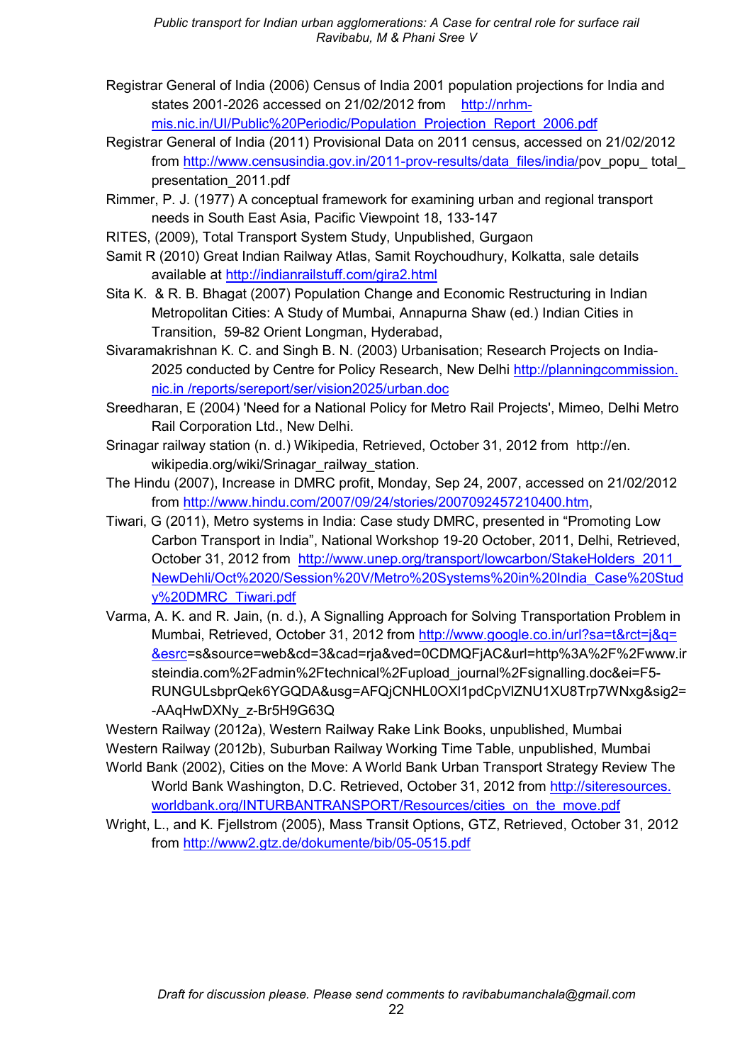Registrar General of India (2006) Census of India 2001 population projections for India and states 2001-2026 accessed on 21/02/2012 from http://nrhm-mis.nic.in/UI/Public%20Periodic/Population_Projection_Report_2006.pdf

Registrar General of India (2011) Provisional Data on 2011 census, accessed on 21/02/2012 from http://www.censusindia.gov.in/2011-prov-results/data_files/india/pov_popu_ total_presentation_2011.pdf

Rimmer, P. J. (1977) A conceptual framework for examining urban and regional transport needs in South East Asia, Pacific Viewpoint 18, 133-147

RITES, (2009), Total Transport System Study, Unpublished, Gurgaon

Samit R (2010) Great Indian Railway Atlas, Samit Roychoudhury, Kolkatta, sale details available at http://indianrailstuff.com/gira2.html

Sita K. & R. B. Bhagat (2007) Population Change and Economic Restructuring in Indian Metropolitan Cities: A Study of Mumbai, Annapurna Shaw (ed.) Indian Cities in Transition, 59-82 Orient Longman, Hyderabad,

Sivaramakrishnan K. C. and Singh B. N. (2003) Urbanisation; Research Projects on India-2025 conducted by Centre for Policy Research, New Delhi http://planningcommission.nic.in /reports/sereport/ser/vision2025/urban.doc

Sreedharan, E (2004) 'Need for a National Policy for Metro Rail Projects', Mimeo, Delhi Metro Rail Corporation Ltd., New Delhi.

Srinagar railway station (n. d.) Wikipedia, Retrieved, October 31, 2012 from http://en.wikipedia.org/wiki/Srinagar_railway_station.

The Hindu (2007), Increase in DMRC profit, Monday, Sep 24, 2007, accessed on 21/02/2012 from http://www.hindu.com/2007/09/24/stories/2007092457210400.htm,

Tiwari, G (2011), Metro systems in India: Case study DMRC, presented in "Promoting Low Carbon Transport in India", National Workshop 19-20 October, 2011, Delhi, Retrieved, October 31, 2012 from http://www.unep.org/transport/lowcarbon/StakeHolders_2011_NewDehli/Oct%2020/Session%20V/Metro%20Systems%20in%20India_Case%20Study%20DMRC_Tiwari.pdf

Varma, A. K. and R. Jain, (n. d.), A Signalling Approach for Solving Transportation Problem in Mumbai, Retrieved, October 31, 2012 from http://www.google.co.in/url?sa=t&rct=j&q=&esrc=s&source=web&cd=3&cad=rja&ved=0CDMQFjAC&url=http%3A%2F%2Fwww.iresteindia.com%2Fadmin%2Ftechnical%2Fupload_journal%2Fsignalling.doc&ei=F5-RUNGULsbprQek6YGQDA&usg=AFQjCNHL0OXl1pdCpVlZNU1XU8Trp7WNxg&sig2=-AAqHwDXNy_z-Br5H9G63Q

Western Railway (2012a), Western Railway Rake Link Books, unpublished, Mumbai

Western Railway (2012b), Suburban Railway Working Time Table, unpublished, Mumbai

World Bank (2002), Cities on the Move: A World Bank Urban Transport Strategy Review The World Bank Washington, D.C. Retrieved, October 31, 2012 from http://siteresources.worldbank.org/INTURBANTRANSPORT/Resources/cities_on_the_move.pdf

Wright, L., and K. Fjellstrom (2005), Mass Transit Options, GTZ, Retrieved, October 31, 2012 from http://www2.gtz.de/dokumente/bib/05-0515.pdf